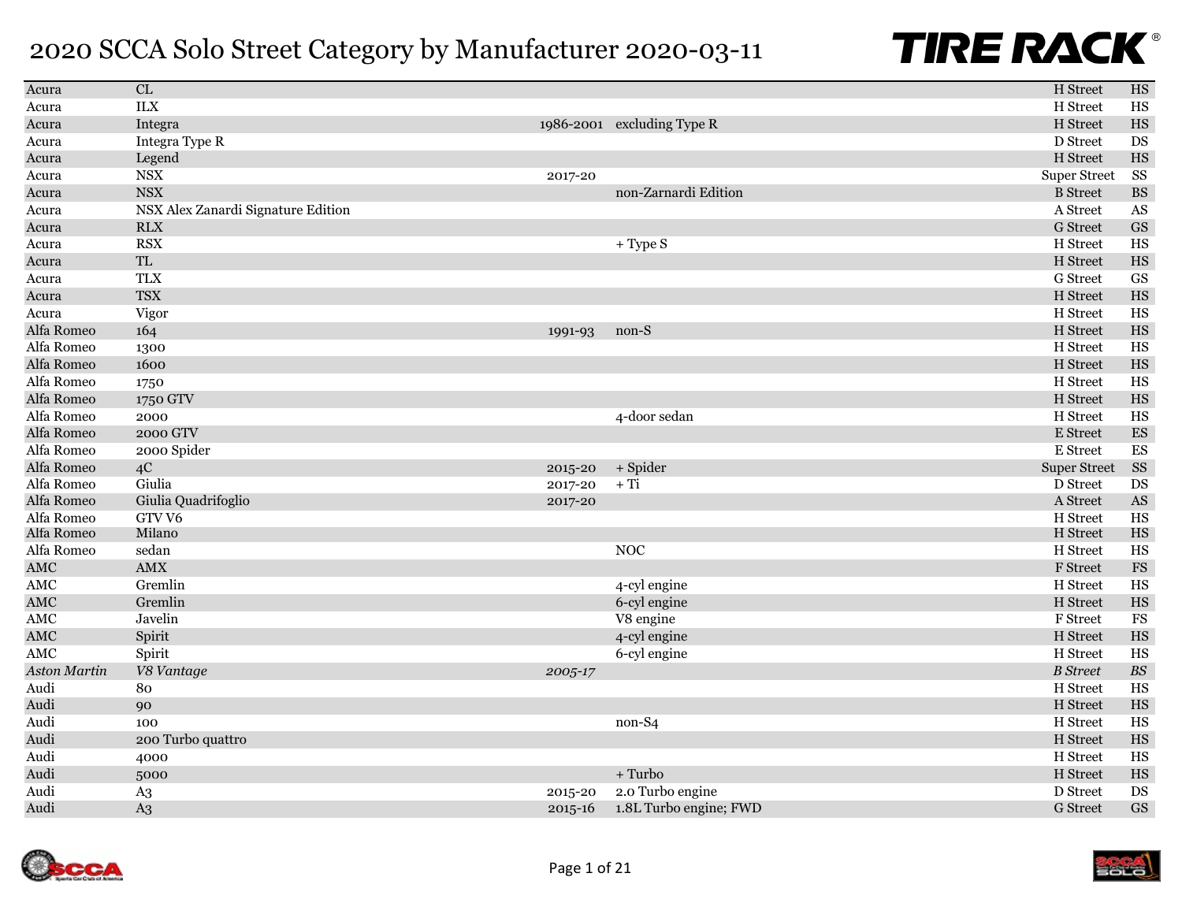# 2020 SCCA Solo Street Category by Manufacturer 2020-03-11

| Manufacturer | Model | Years | Notes | Category | Class |
|---|---|---|---|---|---|
| Acura | CL | | | H Street | HS |
| Acura | ILX | | | H Street | HS |
| Acura | Integra | 1986-2001 | excluding Type R | H Street | HS |
| Acura | Integra Type R | | | D Street | DS |
| Acura | Legend | | | H Street | HS |
| Acura | NSX | 2017-20 | | Super Street | SS |
| Acura | NSX | | non-Zarnardi Edition | B Street | BS |
| Acura | NSX Alex Zanardi Signature Edition | | | A Street | AS |
| Acura | RLX | | | G Street | GS |
| Acura | RSX | | + Type S | H Street | HS |
| Acura | TL | | | H Street | HS |
| Acura | TLX | | | G Street | GS |
| Acura | TSX | | | H Street | HS |
| Acura | Vigor | | | H Street | HS |
| Alfa Romeo | 164 | 1991-93 | non-S | H Street | HS |
| Alfa Romeo | 1300 | | | H Street | HS |
| Alfa Romeo | 1600 | | | H Street | HS |
| Alfa Romeo | 1750 | | | H Street | HS |
| Alfa Romeo | 1750 GTV | | | H Street | HS |
| Alfa Romeo | 2000 | | 4-door sedan | H Street | HS |
| Alfa Romeo | 2000 GTV | | | E Street | ES |
| Alfa Romeo | 2000 Spider | | | E Street | ES |
| Alfa Romeo | 4C | 2015-20 | + Spider | Super Street | SS |
| Alfa Romeo | Giulia | 2017-20 | + Ti | D Street | DS |
| Alfa Romeo | Giulia Quadrifoglio | 2017-20 | | A Street | AS |
| Alfa Romeo | GTV V6 | | | H Street | HS |
| Alfa Romeo | Milano | | | H Street | HS |
| Alfa Romeo | sedan | | NOC | H Street | HS |
| AMC | AMX | | | F Street | FS |
| AMC | Gremlin | | 4-cyl engine | H Street | HS |
| AMC | Gremlin | | 6-cyl engine | H Street | HS |
| AMC | Javelin | | V8 engine | F Street | FS |
| AMC | Spirit | | 4-cyl engine | H Street | HS |
| AMC | Spirit | | 6-cyl engine | H Street | HS |
| *Aston Martin* | *V8 Vantage* | *2005-17* | | *B Street* | *BS* |
| Audi | 80 | | | H Street | HS |
| Audi | 90 | | | H Street | HS |
| Audi | 100 | | non-S4 | H Street | HS |
| Audi | 200 Turbo quattro | | | H Street | HS |
| Audi | 4000 | | | H Street | HS |
| Audi | 5000 | | + Turbo | H Street | HS |
| Audi | A3 | 2015-20 | 2.0 Turbo engine | D Street | DS |
| Audi | A3 | 2015-16 | 1.8L Turbo engine; FWD | G Street | GS |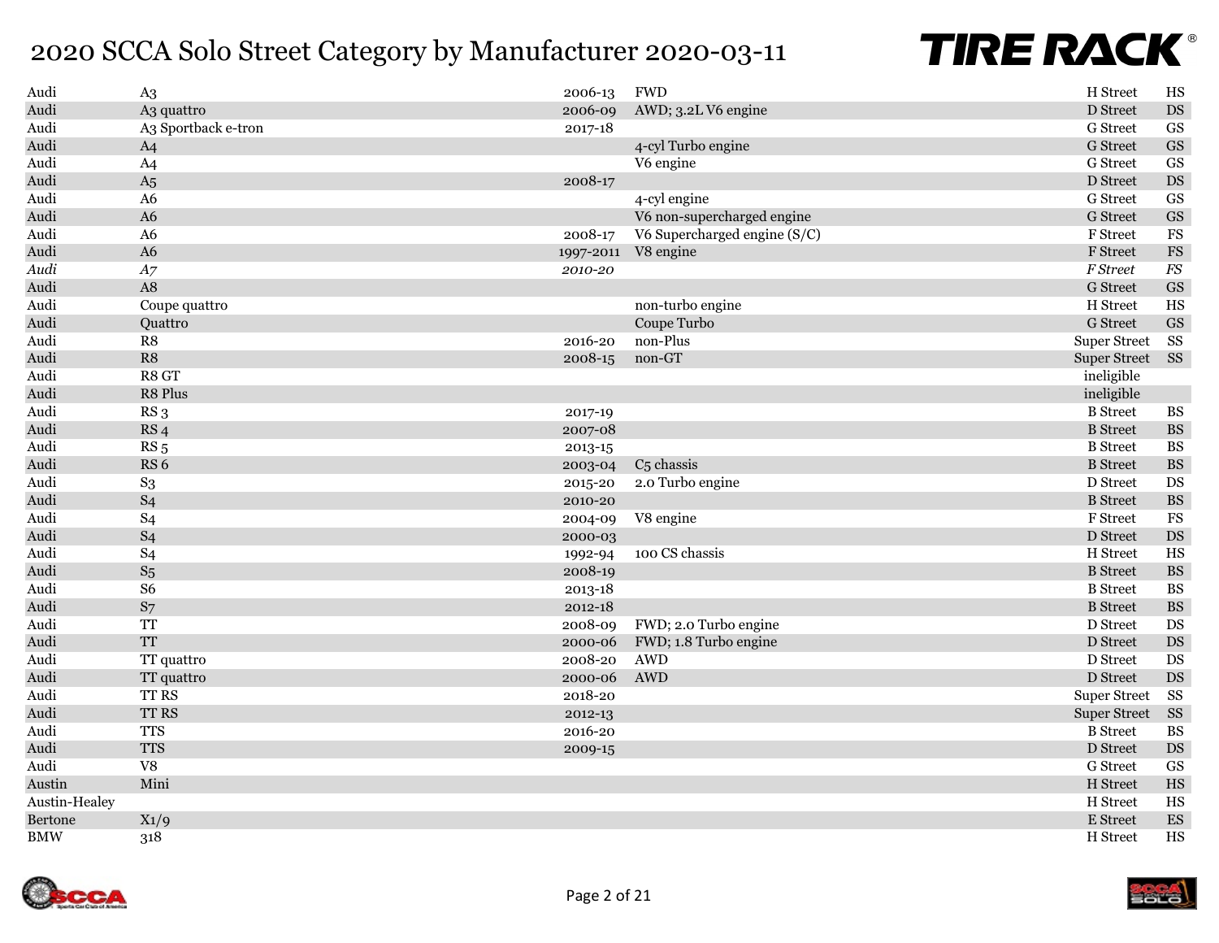# 2020 SCCA Solo Street Category by Manufacturer 2020-03-11

| Make | Model | Years | Notes | Class | Abbr. |
|---|---|---|---|---|---|
| Audi | A3 | 2006-13 | FWD | H Street | HS |
| Audi | A3 quattro | 2006-09 | AWD; 3.2L V6 engine | D Street | DS |
| Audi | A3 Sportback e-tron | 2017-18 | | G Street | GS |
| Audi | A4 | | 4-cyl Turbo engine | G Street | GS |
| Audi | A4 | | V6 engine | G Street | GS |
| Audi | A5 | 2008-17 | | D Street | DS |
| Audi | A6 | | 4-cyl engine | G Street | GS |
| Audi | A6 | | V6 non-supercharged engine | G Street | GS |
| Audi | A6 | 2008-17 | V6 Supercharged engine (S/C) | F Street | FS |
| Audi | A6 | 1997-2011 | V8 engine | F Street | FS |
| *Audi* | *A7* | *2010-20* | | *F Street* | *FS* |
| Audi | A8 | | | G Street | GS |
| Audi | Coupe quattro | | non-turbo engine | H Street | HS |
| Audi | Quattro | | Coupe Turbo | G Street | GS |
| Audi | R8 | 2016-20 | non-Plus | Super Street | SS |
| Audi | R8 | 2008-15 | non-GT | Super Street | SS |
| Audi | R8 GT | | | ineligible | |
| Audi | R8 Plus | | | ineligible | |
| Audi | RS 3 | 2017-19 | | B Street | BS |
| Audi | RS 4 | 2007-08 | | B Street | BS |
| Audi | RS 5 | 2013-15 | | B Street | BS |
| Audi | RS 6 | 2003-04 | C5 chassis | B Street | BS |
| Audi | S3 | 2015-20 | 2.0 Turbo engine | D Street | DS |
| Audi | S4 | 2010-20 | | B Street | BS |
| Audi | S4 | 2004-09 | V8 engine | F Street | FS |
| Audi | S4 | 2000-03 | | D Street | DS |
| Audi | S4 | 1992-94 | 100 CS chassis | H Street | HS |
| Audi | S5 | 2008-19 | | B Street | BS |
| Audi | S6 | 2013-18 | | B Street | BS |
| Audi | S7 | 2012-18 | | B Street | BS |
| Audi | TT | 2008-09 | FWD; 2.0 Turbo engine | D Street | DS |
| Audi | TT | 2000-06 | FWD; 1.8 Turbo engine | D Street | DS |
| Audi | TT quattro | 2008-20 | AWD | D Street | DS |
| Audi | TT quattro | 2000-06 | AWD | D Street | DS |
| Audi | TT RS | 2018-20 | | Super Street | SS |
| Audi | TT RS | 2012-13 | | Super Street | SS |
| Audi | TTS | 2016-20 | | B Street | BS |
| Audi | TTS | 2009-15 | | D Street | DS |
| Audi | V8 | | | G Street | GS |
| Austin | Mini | | | H Street | HS |
| Austin-Healey | | | | H Street | HS |
| Bertone | X1/9 | | | E Street | ES |
| BMW | 318 | | | H Street | HS |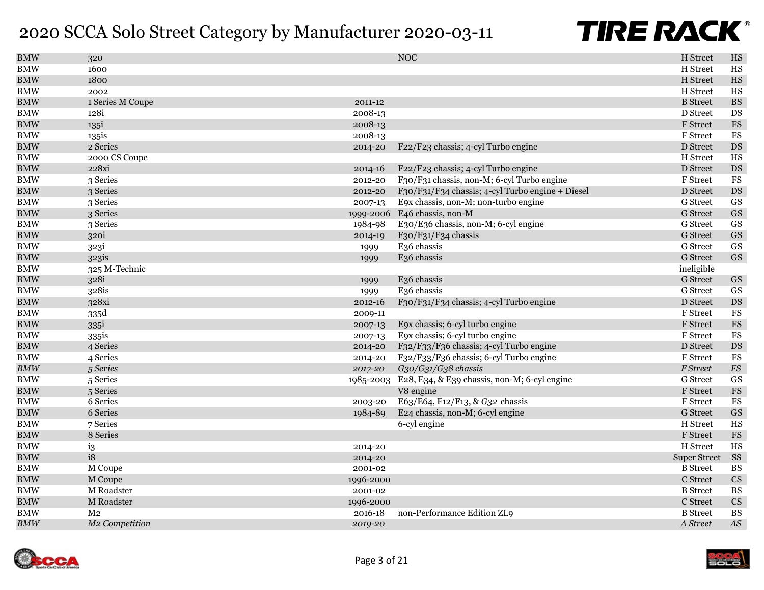# 2020 SCCA Solo Street Category by Manufacturer 2020-03-11

| | | | | | |
|---|---|---|---|---|---|
| BMW | 320 | | NOC | H Street | HS |
| BMW | 1600 | | | H Street | HS |
| BMW | 1800 | | | H Street | HS |
| BMW | 2002 | | | H Street | HS |
| BMW | 1 Series M Coupe | 2011-12 | | B Street | BS |
| BMW | 128i | 2008-13 | | D Street | DS |
| BMW | 135i | 2008-13 | | F Street | FS |
| BMW | 135is | 2008-13 | | F Street | FS |
| BMW | 2 Series | 2014-20 | F22/F23 chassis; 4-cyl Turbo engine | D Street | DS |
| BMW | 2000 CS Coupe | | | H Street | HS |
| BMW | 228xi | 2014-16 | F22/F23 chassis; 4-cyl Turbo engine | D Street | DS |
| BMW | 3 Series | 2012-20 | F30/F31 chassis, non-M; 6-cyl Turbo engine | F Street | FS |
| BMW | 3 Series | 2012-20 | F30/F31/F34 chassis; 4-cyl Turbo engine + Diesel | D Street | DS |
| BMW | 3 Series | 2007-13 | E9x chassis, non-M; non-turbo engine | G Street | GS |
| BMW | 3 Series | 1999-2006 | E46 chassis, non-M | G Street | GS |
| BMW | 3 Series | 1984-98 | E30/E36 chassis, non-M; 6-cyl engine | G Street | GS |
| BMW | 320i | 2014-19 | F30/F31/F34 chassis | G Street | GS |
| BMW | 323i | 1999 | E36 chassis | G Street | GS |
| BMW | 323is | 1999 | E36 chassis | G Street | GS |
| BMW | 325 M-Technic | | | ineligible | |
| BMW | 328i | 1999 | E36 chassis | G Street | GS |
| BMW | 328is | 1999 | E36 chassis | G Street | GS |
| BMW | 328xi | 2012-16 | F30/F31/F34 chassis; 4-cyl Turbo engine | D Street | DS |
| BMW | 335d | 2009-11 | | F Street | FS |
| BMW | 335i | 2007-13 | E9x chassis; 6-cyl turbo engine | F Street | FS |
| BMW | 335is | 2007-13 | E9x chassis; 6-cyl turbo engine | F Street | FS |
| BMW | 4 Series | 2014-20 | F32/F33/F36 chassis; 4-cyl Turbo engine | D Street | DS |
| BMW | 4 Series | 2014-20 | F32/F33/F36 chassis; 6-cyl Turbo engine | F Street | FS |
| *BMW* | *5 Series* | *2017-20* | *G30/G31/G38 chassis* | *F Street* | *FS* |
| BMW | 5 Series | 1985-2003 | E28, E34, & E39 chassis, non-M; 6-cyl engine | G Street | GS |
| BMW | 5 Series | | V8 engine | F Street | FS |
| BMW | 6 Series | 2003-20 | E63/E64, F12/F13, & *G32* chassis | F Street | FS |
| BMW | 6 Series | 1984-89 | E24 chassis, non-M; 6-cyl engine | G Street | GS |
| BMW | 7 Series | | 6-cyl engine | H Street | HS |
| BMW | 8 Series | | | F Street | FS |
| BMW | i3 | 2014-20 | | H Street | HS |
| BMW | i8 | 2014-20 | | Super Street | SS |
| BMW | M Coupe | 2001-02 | | B Street | BS |
| BMW | M Coupe | 1996-2000 | | C Street | CS |
| BMW | M Roadster | 2001-02 | | B Street | BS |
| BMW | M Roadster | 1996-2000 | | C Street | CS |
| BMW | M2 | 2016-18 | non-Performance Edition ZL9 | B Street | BS |
| *BMW* | *M2 Competition* | *2019-20* | | *A Street* | *AS* |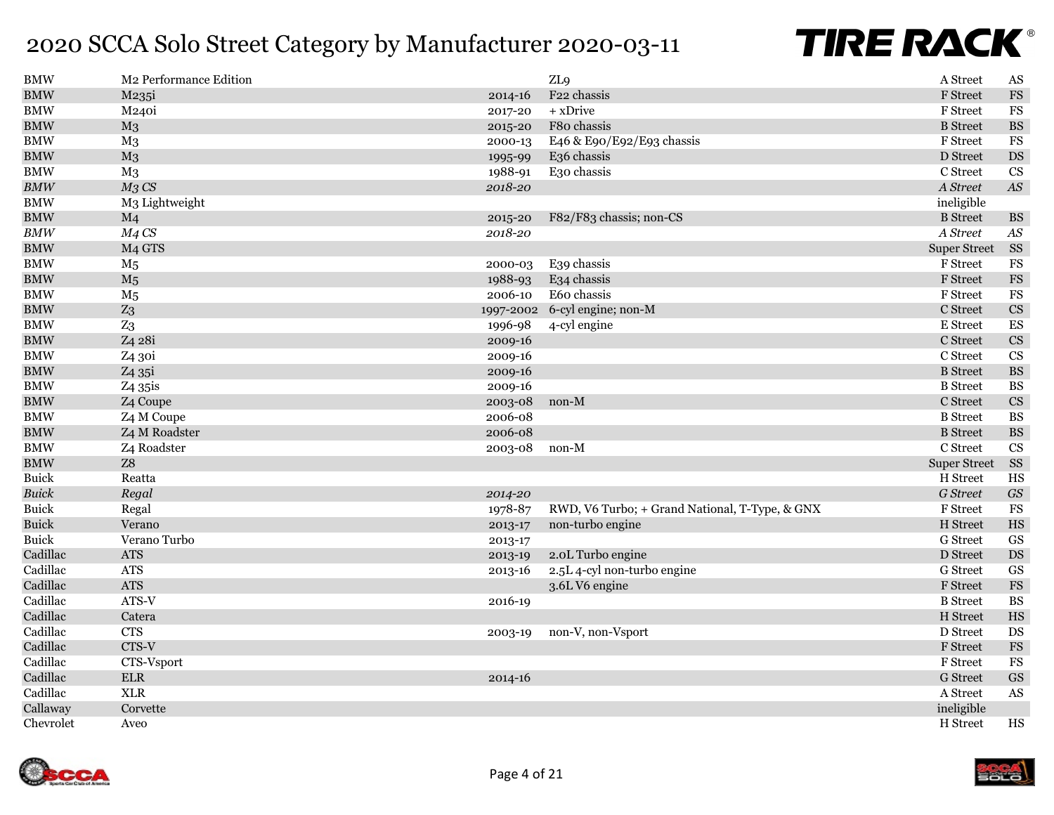# 2020 SCCA Solo Street Category by Manufacturer 2020-03-11

| Manufacturer | Model | Years | Notes | Category | Class |
|---|---|---|---|---|---|
| BMW | M2 Performance Edition | | ZL9 | A Street | AS |
| BMW | M235i | 2014-16 | F22 chassis | F Street | FS |
| BMW | M240i | 2017-20 | + xDrive | F Street | FS |
| BMW | M3 | 2015-20 | F80 chassis | B Street | BS |
| BMW | M3 | 2000-13 | E46 & E90/E92/E93 chassis | F Street | FS |
| BMW | M3 | 1995-99 | E36 chassis | D Street | DS |
| BMW | M3 | 1988-91 | E30 chassis | C Street | CS |
| *BMW* | *M3 CS* | *2018-20* | | *A Street* | *AS* |
| BMW | M3 Lightweight | | | ineligible | |
| BMW | M4 | 2015-20 | F82/F83 chassis; non-CS | B Street | BS |
| *BMW* | *M4 CS* | *2018-20* | | *A Street* | *AS* |
| BMW | M4 GTS | | | Super Street | SS |
| BMW | M5 | 2000-03 | E39 chassis | F Street | FS |
| BMW | M5 | 1988-93 | E34 chassis | F Street | FS |
| BMW | M5 | 2006-10 | E60 chassis | F Street | FS |
| BMW | Z3 | 1997-2002 | 6-cyl engine; non-M | C Street | CS |
| BMW | Z3 | 1996-98 | 4-cyl engine | E Street | ES |
| BMW | Z4 28i | 2009-16 | | C Street | CS |
| BMW | Z4 30i | 2009-16 | | C Street | CS |
| BMW | Z4 35i | 2009-16 | | B Street | BS |
| BMW | Z4 35is | 2009-16 | | B Street | BS |
| BMW | Z4 Coupe | 2003-08 | non-M | C Street | CS |
| BMW | Z4 M Coupe | 2006-08 | | B Street | BS |
| BMW | Z4 M Roadster | 2006-08 | | B Street | BS |
| BMW | Z4 Roadster | 2003-08 | non-M | C Street | CS |
| BMW | Z8 | | | Super Street | SS |
| Buick | Reatta | | | H Street | HS |
| *Buick* | *Regal* | *2014-20* | | *G Street* | *GS* |
| Buick | Regal | 1978-87 | RWD, V6 Turbo; + Grand National, T-Type, & GNX | F Street | FS |
| Buick | Verano | 2013-17 | non-turbo engine | H Street | HS |
| Buick | Verano Turbo | 2013-17 | | G Street | GS |
| Cadillac | ATS | 2013-19 | 2.0L Turbo engine | D Street | DS |
| Cadillac | ATS | 2013-16 | 2.5L 4-cyl non-turbo engine | G Street | GS |
| Cadillac | ATS | | 3.6L V6 engine | F Street | FS |
| Cadillac | ATS-V | 2016-19 | | B Street | BS |
| Cadillac | Catera | | | H Street | HS |
| Cadillac | CTS | 2003-19 | non-V, non-Vsport | D Street | DS |
| Cadillac | CTS-V | | | F Street | FS |
| Cadillac | CTS-Vsport | | | F Street | FS |
| Cadillac | ELR | 2014-16 | | G Street | GS |
| Cadillac | XLR | | | A Street | AS |
| Callaway | Corvette | | | ineligible | |
| Chevrolet | Aveo | | | H Street | HS |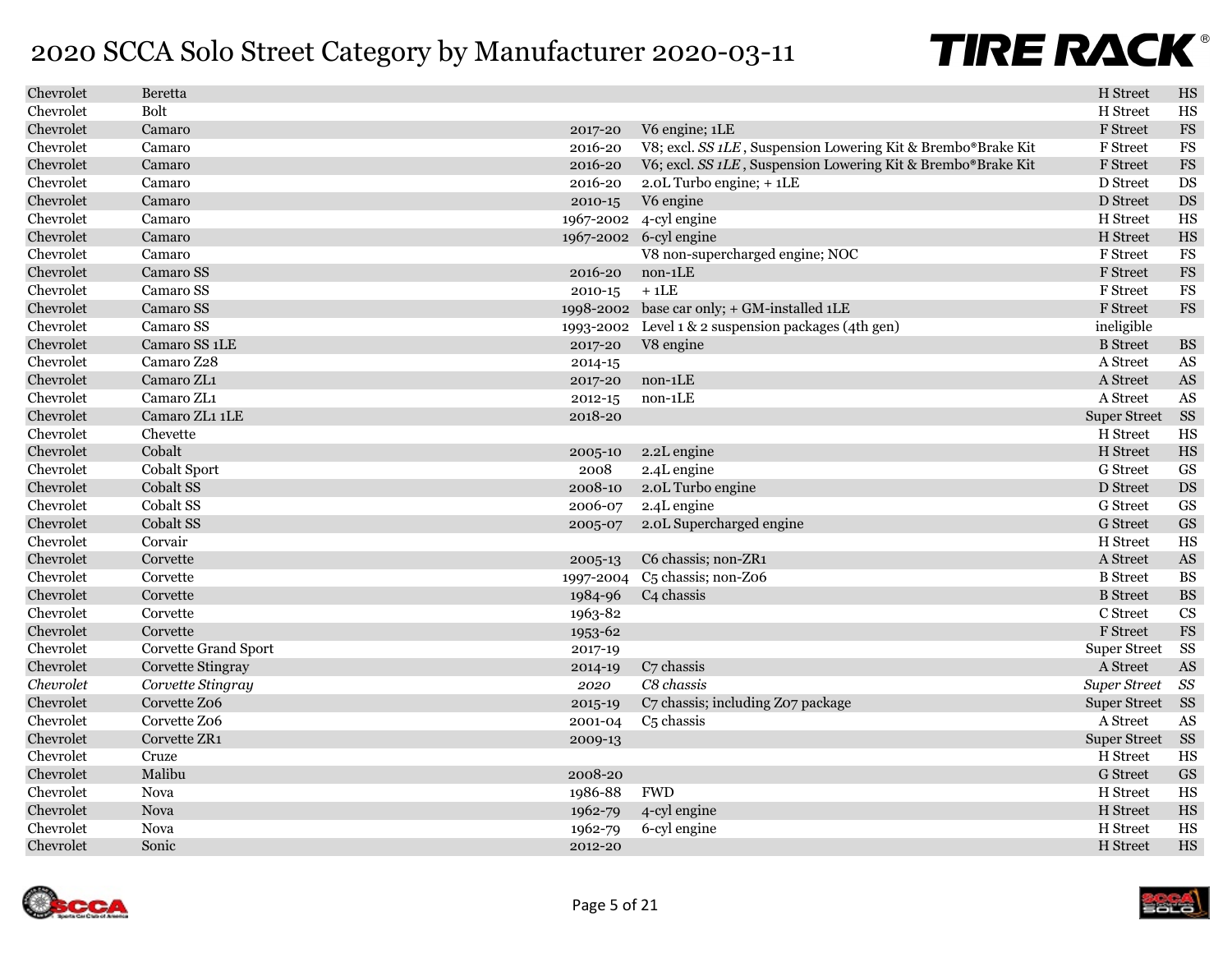# 2020 SCCA Solo Street Category by Manufacturer 2020-03-11

| Make | Model | Years | Notes | Class | Abbr |
|---|---|---|---|---|---|
| Chevrolet | Beretta | | | H Street | HS |
| Chevrolet | Bolt | | | H Street | HS |
| Chevrolet | Camaro | 2017-20 | V6 engine; 1LE | F Street | FS |
| Chevrolet | Camaro | 2016-20 | V8; excl. *SS 1LE* , Suspension Lowering Kit & Brembo®Brake Kit | F Street | FS |
| Chevrolet | Camaro | 2016-20 | V6; excl. *SS 1LE* , Suspension Lowering Kit & Brembo®Brake Kit | F Street | FS |
| Chevrolet | Camaro | 2016-20 | 2.0L Turbo engine; + 1LE | D Street | DS |
| Chevrolet | Camaro | 2010-15 | V6 engine | D Street | DS |
| Chevrolet | Camaro | 1967-2002 | 4-cyl engine | H Street | HS |
| Chevrolet | Camaro | 1967-2002 | 6-cyl engine | H Street | HS |
| Chevrolet | Camaro | | V8 non-supercharged engine; NOC | F Street | FS |
| Chevrolet | Camaro SS | 2016-20 | non-1LE | F Street | FS |
| Chevrolet | Camaro SS | 2010-15 | + 1LE | F Street | FS |
| Chevrolet | Camaro SS | 1998-2002 | base car only; + GM-installed 1LE | F Street | FS |
| Chevrolet | Camaro SS | 1993-2002 | Level 1 & 2 suspension packages (4th gen) | ineligible | |
| Chevrolet | Camaro SS 1LE | 2017-20 | V8 engine | B Street | BS |
| Chevrolet | Camaro Z28 | 2014-15 | | A Street | AS |
| Chevrolet | Camaro ZL1 | 2017-20 | non-1LE | A Street | AS |
| Chevrolet | Camaro ZL1 | 2012-15 | non-1LE | A Street | AS |
| Chevrolet | Camaro ZL1 1LE | 2018-20 | | Super Street | SS |
| Chevrolet | Chevette | | | H Street | HS |
| Chevrolet | Cobalt | 2005-10 | 2.2L engine | H Street | HS |
| Chevrolet | Cobalt Sport | 2008 | 2.4L engine | G Street | GS |
| Chevrolet | Cobalt SS | 2008-10 | 2.0L Turbo engine | D Street | DS |
| Chevrolet | Cobalt SS | 2006-07 | 2.4L engine | G Street | GS |
| Chevrolet | Cobalt SS | 2005-07 | 2.0L Supercharged engine | G Street | GS |
| Chevrolet | Corvair | | | H Street | HS |
| Chevrolet | Corvette | 2005-13 | C6 chassis; non-ZR1 | A Street | AS |
| Chevrolet | Corvette | 1997-2004 | C5 chassis; non-Z06 | B Street | BS |
| Chevrolet | Corvette | 1984-96 | C4 chassis | B Street | BS |
| Chevrolet | Corvette | 1963-82 | | C Street | CS |
| Chevrolet | Corvette | 1953-62 | | F Street | FS |
| Chevrolet | Corvette Grand Sport | 2017-19 | | Super Street | SS |
| Chevrolet | Corvette Stingray | 2014-19 | C7 chassis | A Street | AS |
| *Chevrolet* | *Corvette Stingray* | *2020* | *C8 chassis* | *Super Street* | *SS* |
| Chevrolet | Corvette Z06 | 2015-19 | C7 chassis; including Z07 package | Super Street | SS |
| Chevrolet | Corvette Z06 | 2001-04 | C5 chassis | A Street | AS |
| Chevrolet | Corvette ZR1 | 2009-13 | | Super Street | SS |
| Chevrolet | Cruze | | | H Street | HS |
| Chevrolet | Malibu | 2008-20 | | G Street | GS |
| Chevrolet | Nova | 1986-88 | FWD | H Street | HS |
| Chevrolet | Nova | 1962-79 | 4-cyl engine | H Street | HS |
| Chevrolet | Nova | 1962-79 | 6-cyl engine | H Street | HS |
| Chevrolet | Sonic | 2012-20 | | H Street | HS |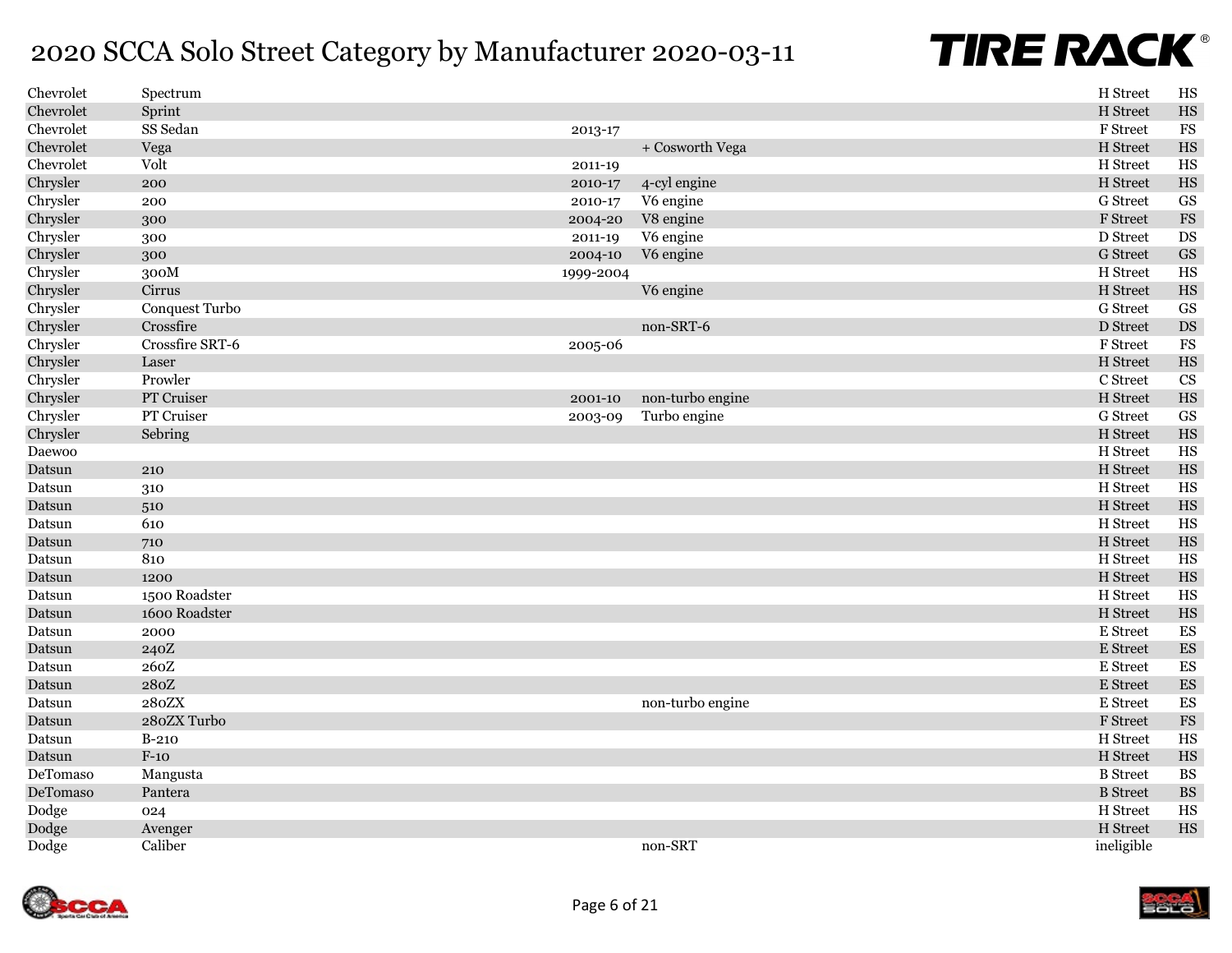# 2020 SCCA Solo Street Category by Manufacturer 2020-03-11

| Manufacturer | Model | Years | Notes | Category | Class |
|---|---|---|---|---|---|
| Chevrolet | Spectrum | | | H Street | HS |
| Chevrolet | Sprint | | | H Street | HS |
| Chevrolet | SS Sedan | 2013-17 | | F Street | FS |
| Chevrolet | Vega | | + Cosworth Vega | H Street | HS |
| Chevrolet | Volt | 2011-19 | | H Street | HS |
| Chrysler | 200 | 2010-17 | 4-cyl engine | H Street | HS |
| Chrysler | 200 | 2010-17 | V6 engine | G Street | GS |
| Chrysler | 300 | 2004-20 | V8 engine | F Street | FS |
| Chrysler | 300 | 2011-19 | V6 engine | D Street | DS |
| Chrysler | 300 | 2004-10 | V6 engine | G Street | GS |
| Chrysler | 300M | 1999-2004 | | H Street | HS |
| Chrysler | Cirrus | | V6 engine | H Street | HS |
| Chrysler | Conquest Turbo | | | G Street | GS |
| Chrysler | Crossfire | | non-SRT-6 | D Street | DS |
| Chrysler | Crossfire SRT-6 | 2005-06 | | F Street | FS |
| Chrysler | Laser | | | H Street | HS |
| Chrysler | Prowler | | | C Street | CS |
| Chrysler | PT Cruiser | 2001-10 | non-turbo engine | H Street | HS |
| Chrysler | PT Cruiser | 2003-09 | Turbo engine | G Street | GS |
| Chrysler | Sebring | | | H Street | HS |
| Daewoo | | | | H Street | HS |
| Datsun | 210 | | | H Street | HS |
| Datsun | 310 | | | H Street | HS |
| Datsun | 510 | | | H Street | HS |
| Datsun | 610 | | | H Street | HS |
| Datsun | 710 | | | H Street | HS |
| Datsun | 810 | | | H Street | HS |
| Datsun | 1200 | | | H Street | HS |
| Datsun | 1500 Roadster | | | H Street | HS |
| Datsun | 1600 Roadster | | | H Street | HS |
| Datsun | 2000 | | | E Street | ES |
| Datsun | 240Z | | | E Street | ES |
| Datsun | 260Z | | | E Street | ES |
| Datsun | 280Z | | | E Street | ES |
| Datsun | 280ZX | | non-turbo engine | E Street | ES |
| Datsun | 280ZX Turbo | | | F Street | FS |
| Datsun | B-210 | | | H Street | HS |
| Datsun | F-10 | | | H Street | HS |
| DeTomaso | Mangusta | | | B Street | BS |
| DeTomaso | Pantera | | | B Street | BS |
| Dodge | 024 | | | H Street | HS |
| Dodge | Avenger | | | H Street | HS |
| Dodge | Caliber | | non-SRT | ineligible | |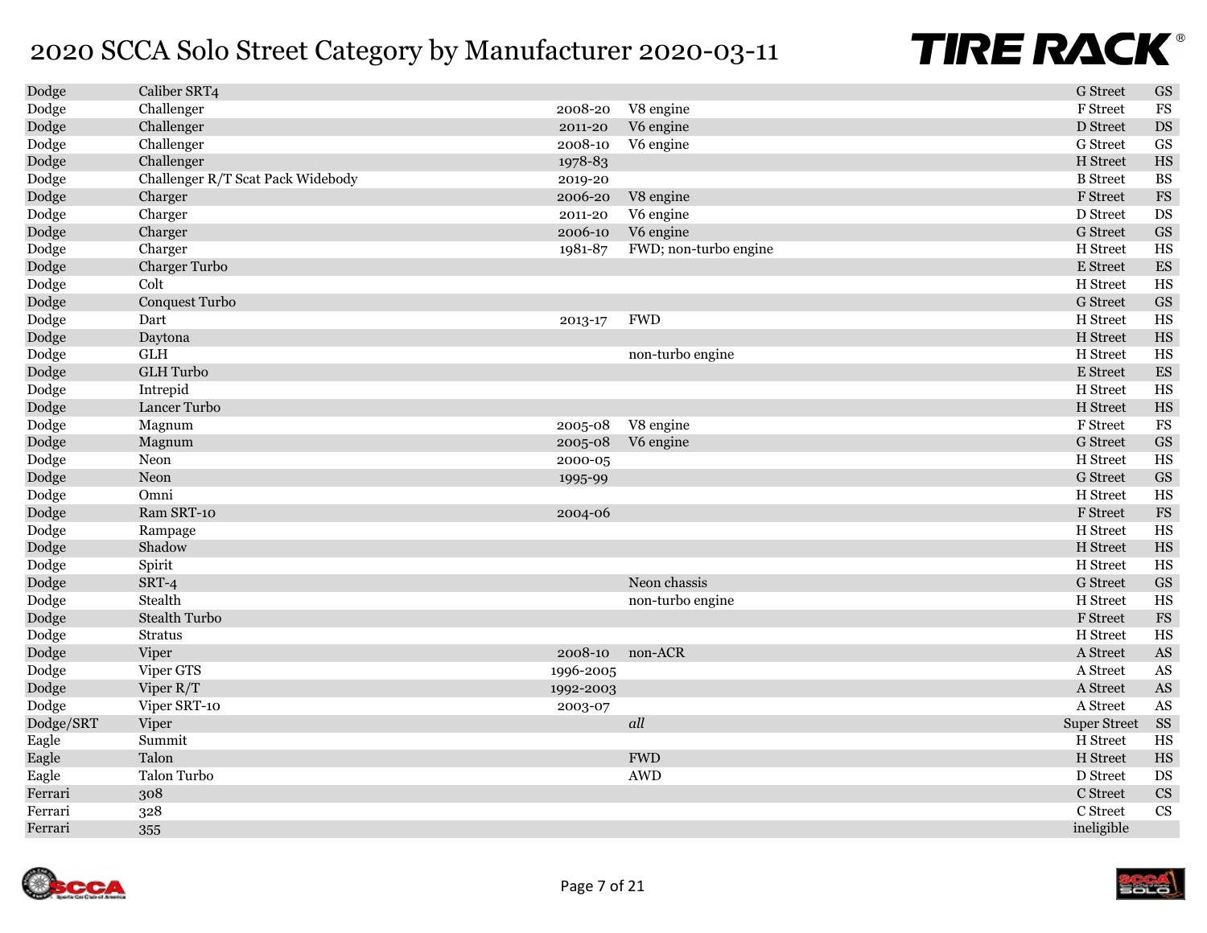# 2020 SCCA Solo Street Category by Manufacturer 2020-03-11

| | | | | | |
|---|---|---|---|---|---|
| Dodge | Caliber SRT4 | | | G Street | GS |
| Dodge | Challenger | 2008-20 | V8 engine | F Street | FS |
| Dodge | Challenger | 2011-20 | V6 engine | D Street | DS |
| Dodge | Challenger | 2008-10 | V6 engine | G Street | GS |
| Dodge | Challenger | 1978-83 | | H Street | HS |
| Dodge | Challenger R/T Scat Pack Widebody | 2019-20 | | B Street | BS |
| Dodge | Charger | 2006-20 | V8 engine | F Street | FS |
| Dodge | Charger | 2011-20 | V6 engine | D Street | DS |
| Dodge | Charger | 2006-10 | V6 engine | G Street | GS |
| Dodge | Charger | 1981-87 | FWD; non-turbo engine | H Street | HS |
| Dodge | Charger Turbo | | | E Street | ES |
| Dodge | Colt | | | H Street | HS |
| Dodge | Conquest Turbo | | | G Street | GS |
| Dodge | Dart | 2013-17 | FWD | H Street | HS |
| Dodge | Daytona | | | H Street | HS |
| Dodge | GLH | | non-turbo engine | H Street | HS |
| Dodge | GLH Turbo | | | E Street | ES |
| Dodge | Intrepid | | | H Street | HS |
| Dodge | Lancer Turbo | | | H Street | HS |
| Dodge | Magnum | 2005-08 | V8 engine | F Street | FS |
| Dodge | Magnum | 2005-08 | V6 engine | G Street | GS |
| Dodge | Neon | 2000-05 | | H Street | HS |
| Dodge | Neon | 1995-99 | | G Street | GS |
| Dodge | Omni | | | H Street | HS |
| Dodge | Ram SRT-10 | 2004-06 | | F Street | FS |
| Dodge | Rampage | | | H Street | HS |
| Dodge | Shadow | | | H Street | HS |
| Dodge | Spirit | | | H Street | HS |
| Dodge | SRT-4 | | Neon chassis | G Street | GS |
| Dodge | Stealth | | non-turbo engine | H Street | HS |
| Dodge | Stealth Turbo | | | F Street | FS |
| Dodge | Stratus | | | H Street | HS |
| Dodge | Viper | 2008-10 | non-ACR | A Street | AS |
| Dodge | Viper GTS | 1996-2005 | | A Street | AS |
| Dodge | Viper R/T | 1992-2003 | | A Street | AS |
| Dodge | Viper SRT-10 | 2003-07 | | A Street | AS |
| Dodge/SRT | Viper | | *all* | Super Street | SS |
| Eagle | Summit | | | H Street | HS |
| Eagle | Talon | | FWD | H Street | HS |
| Eagle | Talon Turbo | | AWD | D Street | DS |
| Ferrari | 308 | | | C Street | CS |
| Ferrari | 328 | | | C Street | CS |
| Ferrari | 355 | | | ineligible | |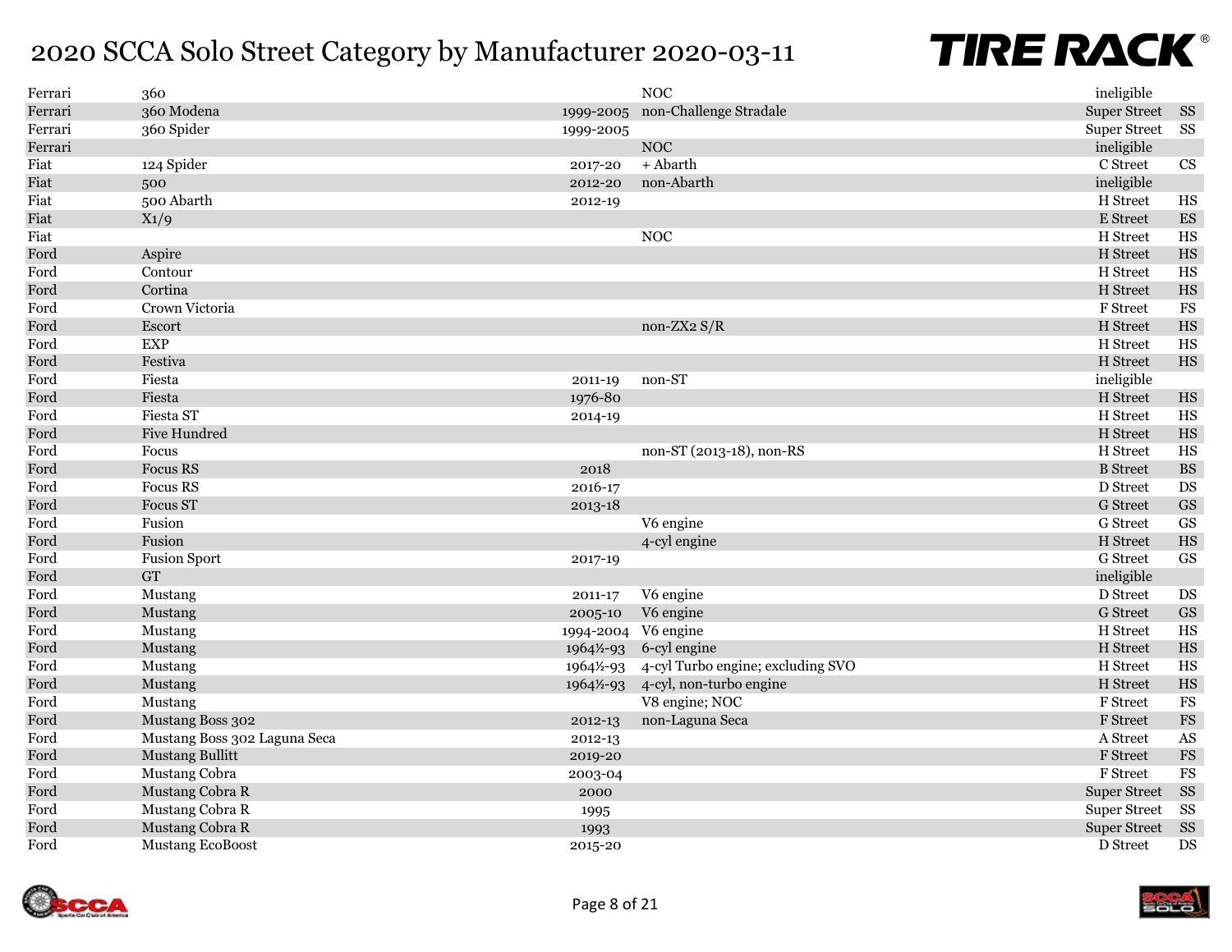# 2020 SCCA Solo Street Category by Manufacturer 2020-03-11

| | | | | | |
|---|---|---|---|---|---|
| Ferrari | 360 | | NOC | ineligible | |
| Ferrari | 360 Modena | 1999-2005 | non-Challenge Stradale | Super Street | SS |
| Ferrari | 360 Spider | 1999-2005 | | Super Street | SS |
| Ferrari | | | NOC | ineligible | |
| Fiat | 124 Spider | 2017-20 | + Abarth | C Street | CS |
| Fiat | 500 | 2012-20 | non-Abarth | ineligible | |
| Fiat | 500 Abarth | 2012-19 | | H Street | HS |
| Fiat | X1/9 | | | E Street | ES |
| Fiat | | | NOC | H Street | HS |
| Ford | Aspire | | | H Street | HS |
| Ford | Contour | | | H Street | HS |
| Ford | Cortina | | | H Street | HS |
| Ford | Crown Victoria | | | F Street | FS |
| Ford | Escort | | non-ZX2 S/R | H Street | HS |
| Ford | EXP | | | H Street | HS |
| Ford | Festiva | | | H Street | HS |
| Ford | Fiesta | 2011-19 | non-ST | ineligible | |
| Ford | Fiesta | 1976-80 | | H Street | HS |
| Ford | Fiesta ST | 2014-19 | | H Street | HS |
| Ford | Five Hundred | | | H Street | HS |
| Ford | Focus | | non-ST (2013-18), non-RS | H Street | HS |
| Ford | Focus RS | 2018 | | B Street | BS |
| Ford | Focus RS | 2016-17 | | D Street | DS |
| Ford | Focus ST | 2013-18 | | G Street | GS |
| Ford | Fusion | | V6 engine | G Street | GS |
| Ford | Fusion | | 4-cyl engine | H Street | HS |
| Ford | Fusion Sport | 2017-19 | | G Street | GS |
| Ford | GT | | | ineligible | |
| Ford | Mustang | 2011-17 | V6 engine | D Street | DS |
| Ford | Mustang | 2005-10 | V6 engine | G Street | GS |
| Ford | Mustang | 1994-2004 | V6 engine | H Street | HS |
| Ford | Mustang | 1964½-93 | 6-cyl engine | H Street | HS |
| Ford | Mustang | 1964½-93 | 4-cyl Turbo engine; excluding SVO | H Street | HS |
| Ford | Mustang | 1964½-93 | 4-cyl, non-turbo engine | H Street | HS |
| Ford | Mustang | | V8 engine; NOC | F Street | FS |
| Ford | Mustang Boss 302 | 2012-13 | non-Laguna Seca | F Street | FS |
| Ford | Mustang Boss 302 Laguna Seca | 2012-13 | | A Street | AS |
| Ford | Mustang Bullitt | 2019-20 | | F Street | FS |
| Ford | Mustang Cobra | 2003-04 | | F Street | FS |
| Ford | Mustang Cobra R | 2000 | | Super Street | SS |
| Ford | Mustang Cobra R | 1995 | | Super Street | SS |
| Ford | Mustang Cobra R | 1993 | | Super Street | SS |
| Ford | Mustang EcoBoost | 2015-20 | | D Street | DS |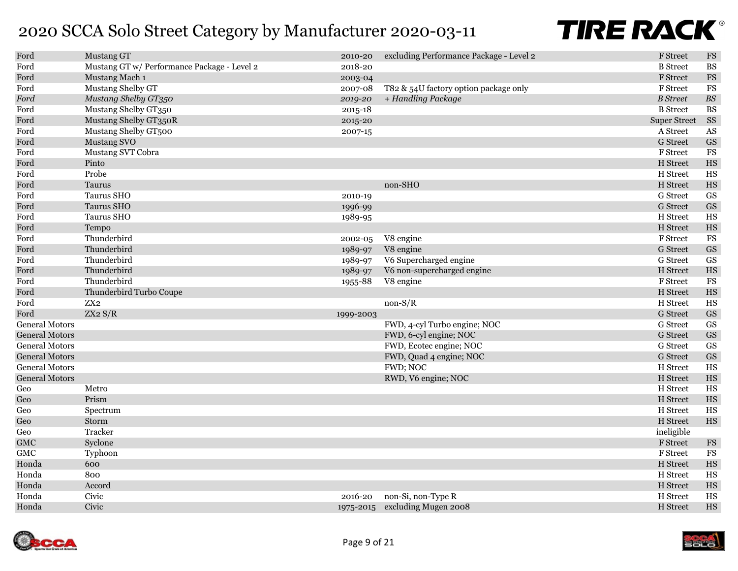| | | | | | |
|---|---|---|---|---|---|
| Ford | Mustang GT | 2010-20 | excluding Performance Package - Level 2 | F Street | FS |
| Ford | Mustang GT w/ Performance Package - Level 2 | 2018-20 | | B Street | BS |
| Ford | Mustang Mach 1 | 2003-04 | | F Street | FS |
| Ford | Mustang Shelby GT | 2007-08 | T82 & 54U factory option package only | F Street | FS |
| *Ford* | *Mustang Shelby GT350* | *2019-20* | *+ Handling Package* | *B Street* | *BS* |
| Ford | Mustang Shelby GT350 | 2015-18 | | B Street | BS |
| Ford | Mustang Shelby GT350R | 2015-20 | | Super Street | SS |
| Ford | Mustang Shelby GT500 | 2007-15 | | A Street | AS |
| Ford | Mustang SVO | | | G Street | GS |
| Ford | Mustang SVT Cobra | | | F Street | FS |
| Ford | Pinto | | | H Street | HS |
| Ford | Probe | | | H Street | HS |
| Ford | Taurus | | non-SHO | H Street | HS |
| Ford | Taurus SHO | 2010-19 | | G Street | GS |
| Ford | Taurus SHO | 1996-99 | | G Street | GS |
| Ford | Taurus SHO | 1989-95 | | H Street | HS |
| Ford | Tempo | | | H Street | HS |
| Ford | Thunderbird | 2002-05 | V8 engine | F Street | FS |
| Ford | Thunderbird | 1989-97 | V8 engine | G Street | GS |
| Ford | Thunderbird | 1989-97 | V6 Supercharged engine | G Street | GS |
| Ford | Thunderbird | 1989-97 | V6 non-supercharged engine | H Street | HS |
| Ford | Thunderbird | 1955-88 | V8 engine | F Street | FS |
| Ford | Thunderbird Turbo Coupe | | | H Street | HS |
| Ford | ZX2 | | non-S/R | H Street | HS |
| Ford | ZX2 S/R | 1999-2003 | | G Street | GS |
| General Motors | | | FWD, 4-cyl Turbo engine; NOC | G Street | GS |
| General Motors | | | FWD, 6-cyl engine; NOC | G Street | GS |
| General Motors | | | FWD, Ecotec engine; NOC | G Street | GS |
| General Motors | | | FWD, Quad 4 engine; NOC | G Street | GS |
| General Motors | | | FWD; NOC | H Street | HS |
| General Motors | | | RWD, V6 engine; NOC | H Street | HS |
| Geo | Metro | | | H Street | HS |
| Geo | Prism | | | H Street | HS |
| Geo | Spectrum | | | H Street | HS |
| Geo | Storm | | | H Street | HS |
| Geo | Tracker | | | ineligible | |
| GMC | Syclone | | | F Street | FS |
| GMC | Typhoon | | | F Street | FS |
| Honda | 600 | | | H Street | HS |
| Honda | 800 | | | H Street | HS |
| Honda | Accord | | | H Street | HS |
| Honda | Civic | 2016-20 | non-Si, non-Type R | H Street | HS |
| Honda | Civic | 1975-2015 | excluding Mugen 2008 | H Street | HS |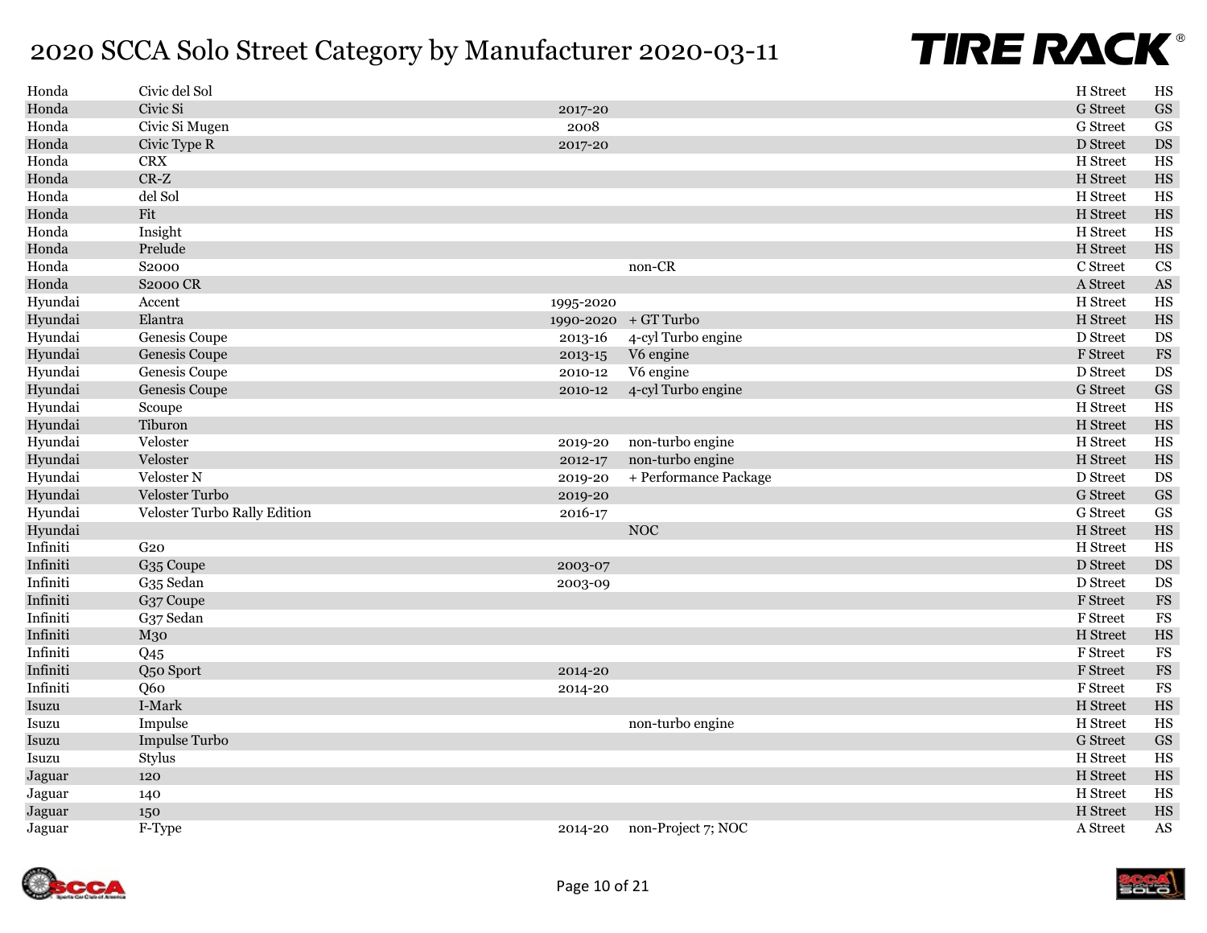# 2020 SCCA Solo Street Category by Manufacturer 2020-03-11

| Manufacturer | Model | Years | Notes | Class | Abbr. |
|---|---|---|---|---|---|
| Honda | Civic del Sol | | | H Street | HS |
| Honda | Civic Si | 2017-20 | | G Street | GS |
| Honda | Civic Si Mugen | 2008 | | G Street | GS |
| Honda | Civic Type R | 2017-20 | | D Street | DS |
| Honda | CRX | | | H Street | HS |
| Honda | CR-Z | | | H Street | HS |
| Honda | del Sol | | | H Street | HS |
| Honda | Fit | | | H Street | HS |
| Honda | Insight | | | H Street | HS |
| Honda | Prelude | | | H Street | HS |
| Honda | S2000 | | non-CR | C Street | CS |
| Honda | S2000 CR | | | A Street | AS |
| Hyundai | Accent | 1995-2020 | | H Street | HS |
| Hyundai | Elantra | 1990-2020 | + GT Turbo | H Street | HS |
| Hyundai | Genesis Coupe | 2013-16 | 4-cyl Turbo engine | D Street | DS |
| Hyundai | Genesis Coupe | 2013-15 | V6 engine | F Street | FS |
| Hyundai | Genesis Coupe | 2010-12 | V6 engine | D Street | DS |
| Hyundai | Genesis Coupe | 2010-12 | 4-cyl Turbo engine | G Street | GS |
| Hyundai | Scoupe | | | H Street | HS |
| Hyundai | Tiburon | | | H Street | HS |
| Hyundai | Veloster | 2019-20 | non-turbo engine | H Street | HS |
| Hyundai | Veloster | 2012-17 | non-turbo engine | H Street | HS |
| Hyundai | Veloster N | 2019-20 | + Performance Package | D Street | DS |
| Hyundai | Veloster Turbo | 2019-20 | | G Street | GS |
| Hyundai | Veloster Turbo Rally Edition | 2016-17 | | G Street | GS |
| Hyundai | | | NOC | H Street | HS |
| Infiniti | G20 | | | H Street | HS |
| Infiniti | G35 Coupe | 2003-07 | | D Street | DS |
| Infiniti | G35 Sedan | 2003-09 | | D Street | DS |
| Infiniti | G37 Coupe | | | F Street | FS |
| Infiniti | G37 Sedan | | | F Street | FS |
| Infiniti | M30 | | | H Street | HS |
| Infiniti | Q45 | | | F Street | FS |
| Infiniti | Q50 Sport | 2014-20 | | F Street | FS |
| Infiniti | Q60 | 2014-20 | | F Street | FS |
| Isuzu | I-Mark | | | H Street | HS |
| Isuzu | Impulse | | non-turbo engine | H Street | HS |
| Isuzu | Impulse Turbo | | | G Street | GS |
| Isuzu | Stylus | | | H Street | HS |
| Jaguar | 120 | | | H Street | HS |
| Jaguar | 140 | | | H Street | HS |
| Jaguar | 150 | | | H Street | HS |
| Jaguar | F-Type | 2014-20 | non-Project 7; NOC | A Street | AS |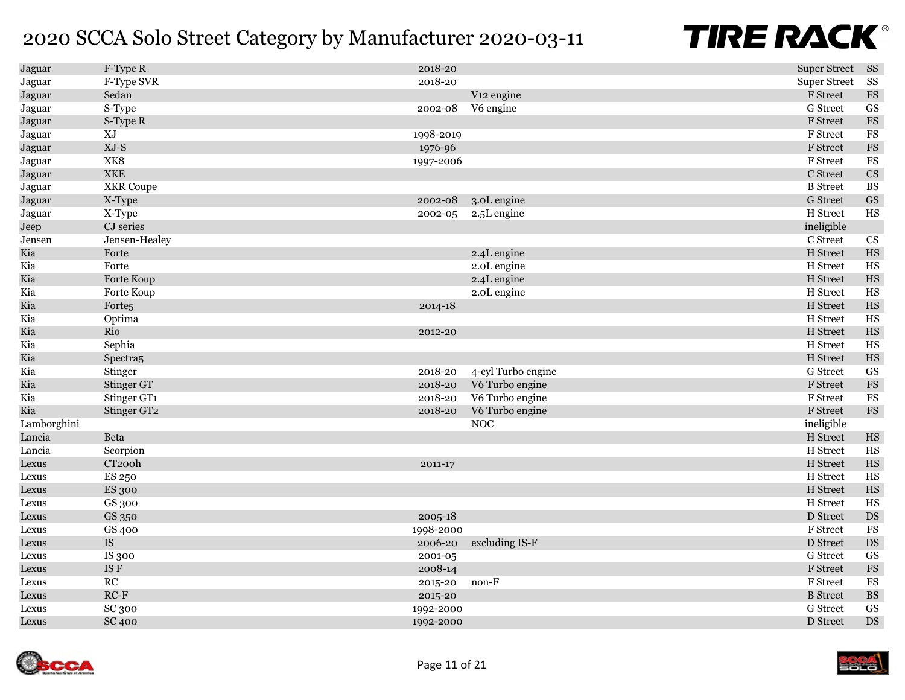# 2020 SCCA Solo Street Category by Manufacturer 2020-03-11

| Manufacturer | Model | Years | Notes | Category | Class |
|---|---|---|---|---|---|
| Jaguar | F-Type R | 2018-20 | | Super Street | SS |
| Jaguar | F-Type SVR | 2018-20 | | Super Street | SS |
| Jaguar | Sedan | | V12 engine | F Street | FS |
| Jaguar | S-Type | 2002-08 | V6 engine | G Street | GS |
| Jaguar | S-Type R | | | F Street | FS |
| Jaguar | XJ | 1998-2019 | | F Street | FS |
| Jaguar | XJ-S | 1976-96 | | F Street | FS |
| Jaguar | XK8 | 1997-2006 | | F Street | FS |
| Jaguar | XKE | | | C Street | CS |
| Jaguar | XKR Coupe | | | B Street | BS |
| Jaguar | X-Type | 2002-08 | 3.0L engine | G Street | GS |
| Jaguar | X-Type | 2002-05 | 2.5L engine | H Street | HS |
| Jeep | CJ series | | | ineligible | |
| Jensen | Jensen-Healey | | | C Street | CS |
| Kia | Forte | | 2.4L engine | H Street | HS |
| Kia | Forte | | 2.0L engine | H Street | HS |
| Kia | Forte Koup | | 2.4L engine | H Street | HS |
| Kia | Forte Koup | | 2.0L engine | H Street | HS |
| Kia | Forte5 | 2014-18 | | H Street | HS |
| Kia | Optima | | | H Street | HS |
| Kia | Rio | 2012-20 | | H Street | HS |
| Kia | Sephia | | | H Street | HS |
| Kia | Spectra5 | | | H Street | HS |
| Kia | Stinger | 2018-20 | 4-cyl Turbo engine | G Street | GS |
| Kia | Stinger GT | 2018-20 | V6 Turbo engine | F Street | FS |
| Kia | Stinger GT1 | 2018-20 | V6 Turbo engine | F Street | FS |
| Kia | Stinger GT2 | 2018-20 | V6 Turbo engine | F Street | FS |
| Lamborghini | | | NOC | ineligible | |
| Lancia | Beta | | | H Street | HS |
| Lancia | Scorpion | | | H Street | HS |
| Lexus | CT200h | 2011-17 | | H Street | HS |
| Lexus | ES 250 | | | H Street | HS |
| Lexus | ES 300 | | | H Street | HS |
| Lexus | GS 300 | | | H Street | HS |
| Lexus | GS 350 | 2005-18 | | D Street | DS |
| Lexus | GS 400 | 1998-2000 | | F Street | FS |
| Lexus | IS | 2006-20 | excluding IS-F | D Street | DS |
| Lexus | IS 300 | 2001-05 | | G Street | GS |
| Lexus | IS F | 2008-14 | | F Street | FS |
| Lexus | RC | 2015-20 | non-F | F Street | FS |
| Lexus | RC-F | 2015-20 | | B Street | BS |
| Lexus | SC 300 | 1992-2000 | | G Street | GS |
| Lexus | SC 400 | 1992-2000 | | D Street | DS |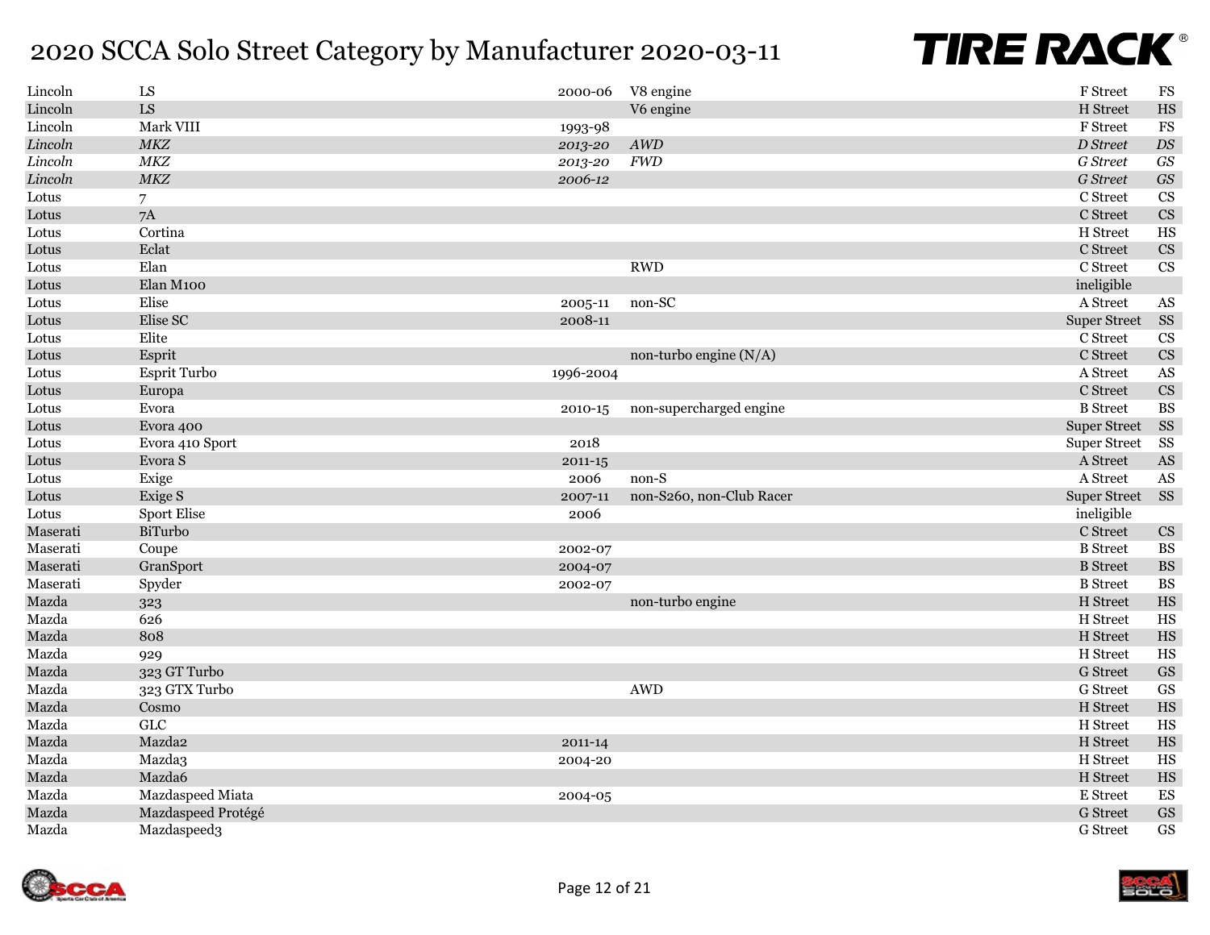# 2020 SCCA Solo Street Category by Manufacturer 2020-03-11

| Make | Model | Years | Notes | Class | Abbr |
|---|---|---|---|---|---|
| Lincoln | LS | 2000-06 | V8 engine | F Street | FS |
| Lincoln | LS | | V6 engine | H Street | HS |
| Lincoln | Mark VIII | 1993-98 | | F Street | FS |
| *Lincoln* | *MKZ* | *2013-20* | *AWD* | *D Street* | *DS* |
| *Lincoln* | *MKZ* | *2013-20* | *FWD* | *G Street* | *GS* |
| *Lincoln* | *MKZ* | *2006-12* | | *G Street* | *GS* |
| Lotus | 7 | | | C Street | CS |
| Lotus | 7A | | | C Street | CS |
| Lotus | Cortina | | | H Street | HS |
| Lotus | Eclat | | | C Street | CS |
| Lotus | Elan | | RWD | C Street | CS |
| Lotus | Elan M100 | | | ineligible | |
| Lotus | Elise | 2005-11 | non-SC | A Street | AS |
| Lotus | Elise SC | 2008-11 | | Super Street | SS |
| Lotus | Elite | | | C Street | CS |
| Lotus | Esprit | | non-turbo engine (N/A) | C Street | CS |
| Lotus | Esprit Turbo | 1996-2004 | | A Street | AS |
| Lotus | Europa | | | C Street | CS |
| Lotus | Evora | 2010-15 | non-supercharged engine | B Street | BS |
| Lotus | Evora 400 | | | Super Street | SS |
| Lotus | Evora 410 Sport | 2018 | | Super Street | SS |
| Lotus | Evora S | 2011-15 | | A Street | AS |
| Lotus | Exige | 2006 | non-S | A Street | AS |
| Lotus | Exige S | 2007-11 | non-S260, non-Club Racer | Super Street | SS |
| Lotus | Sport Elise | 2006 | | ineligible | |
| Maserati | BiTurbo | | | C Street | CS |
| Maserati | Coupe | 2002-07 | | B Street | BS |
| Maserati | GranSport | 2004-07 | | B Street | BS |
| Maserati | Spyder | 2002-07 | | B Street | BS |
| Mazda | 323 | | non-turbo engine | H Street | HS |
| Mazda | 626 | | | H Street | HS |
| Mazda | 808 | | | H Street | HS |
| Mazda | 929 | | | H Street | HS |
| Mazda | 323 GT Turbo | | | G Street | GS |
| Mazda | 323 GTX Turbo | | AWD | G Street | GS |
| Mazda | Cosmo | | | H Street | HS |
| Mazda | GLC | | | H Street | HS |
| Mazda | Mazda2 | 2011-14 | | H Street | HS |
| Mazda | Mazda3 | 2004-20 | | H Street | HS |
| Mazda | Mazda6 | | | H Street | HS |
| Mazda | Mazdaspeed Miata | 2004-05 | | E Street | ES |
| Mazda | Mazdaspeed Protégé | | | G Street | GS |
| Mazda | Mazdaspeed3 | | | G Street | GS |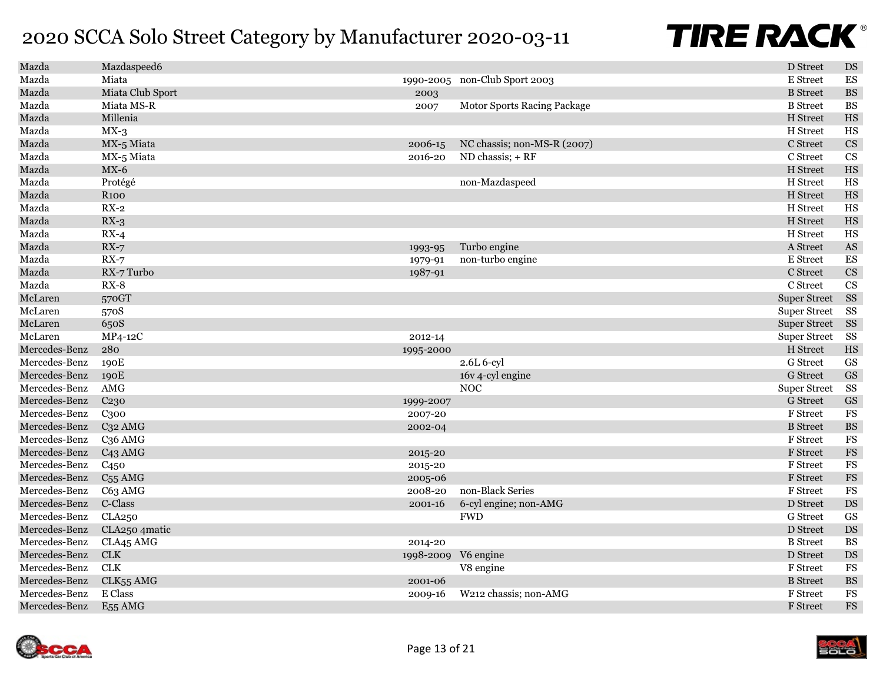# 2020 SCCA Solo Street Category by Manufacturer 2020-03-11

| | | | | | |
|---|---|---|---|---|---|
| Mazda | Mazdaspeed6 | | | D Street | DS |
| Mazda | Miata | 1990-2005 | non-Club Sport 2003 | E Street | ES |
| Mazda | Miata Club Sport | 2003 | | B Street | BS |
| Mazda | Miata MS-R | 2007 | Motor Sports Racing Package | B Street | BS |
| Mazda | Millenia | | | H Street | HS |
| Mazda | MX-3 | | | H Street | HS |
| Mazda | MX-5 Miata | 2006-15 | NC chassis; non-MS-R (2007) | C Street | CS |
| Mazda | MX-5 Miata | 2016-20 | ND chassis; + RF | C Street | CS |
| Mazda | MX-6 | | | H Street | HS |
| Mazda | Protégé | | non-Mazdaspeed | H Street | HS |
| Mazda | R100 | | | H Street | HS |
| Mazda | RX-2 | | | H Street | HS |
| Mazda | RX-3 | | | H Street | HS |
| Mazda | RX-4 | | | H Street | HS |
| Mazda | RX-7 | 1993-95 | Turbo engine | A Street | AS |
| Mazda | RX-7 | 1979-91 | non-turbo engine | E Street | ES |
| Mazda | RX-7 Turbo | 1987-91 | | C Street | CS |
| Mazda | RX-8 | | | C Street | CS |
| McLaren | 570GT | | | Super Street | SS |
| McLaren | 570S | | | Super Street | SS |
| McLaren | 650S | | | Super Street | SS |
| McLaren | MP4-12C | 2012-14 | | Super Street | SS |
| Mercedes-Benz | 280 | 1995-2000 | | H Street | HS |
| Mercedes-Benz | 190E | | 2.6L 6-cyl | G Street | GS |
| Mercedes-Benz | 190E | | 16v 4-cyl engine | G Street | GS |
| Mercedes-Benz | AMG | | NOC | Super Street | SS |
| Mercedes-Benz | C230 | 1999-2007 | | G Street | GS |
| Mercedes-Benz | C300 | 2007-20 | | F Street | FS |
| Mercedes-Benz | C32 AMG | 2002-04 | | B Street | BS |
| Mercedes-Benz | C36 AMG | | | F Street | FS |
| Mercedes-Benz | C43 AMG | 2015-20 | | F Street | FS |
| Mercedes-Benz | C450 | 2015-20 | | F Street | FS |
| Mercedes-Benz | C55 AMG | 2005-06 | | F Street | FS |
| Mercedes-Benz | C63 AMG | 2008-20 | non-Black Series | F Street | FS |
| Mercedes-Benz | C-Class | 2001-16 | 6-cyl engine; non-AMG | D Street | DS |
| Mercedes-Benz | CLA250 | | FWD | G Street | GS |
| Mercedes-Benz | CLA250 4matic | | | D Street | DS |
| Mercedes-Benz | CLA45 AMG | 2014-20 | | B Street | BS |
| Mercedes-Benz | CLK | 1998-2009 | V6 engine | D Street | DS |
| Mercedes-Benz | CLK | | V8 engine | F Street | FS |
| Mercedes-Benz | CLK55 AMG | 2001-06 | | B Street | BS |
| Mercedes-Benz | E Class | 2009-16 | W212 chassis; non-AMG | F Street | FS |
| Mercedes-Benz | E55 AMG | | | F Street | FS |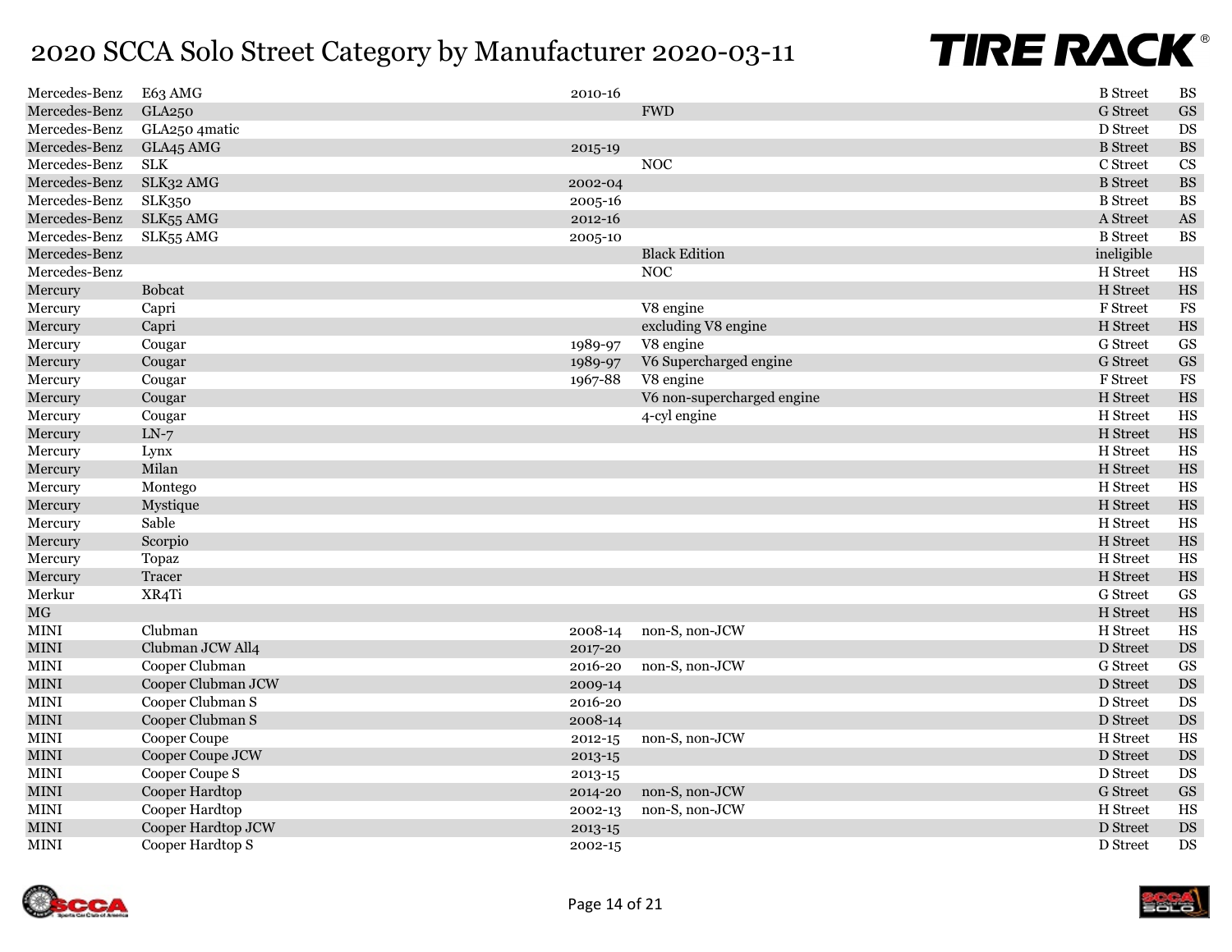# 2020 SCCA Solo Street Category by Manufacturer 2020-03-11

| | | | | | |
|---|---|---|---|---|---|
| Mercedes-Benz | E63 AMG | 2010-16 | | B Street | BS |
| Mercedes-Benz | GLA250 | | FWD | G Street | GS |
| Mercedes-Benz | GLA250 4matic | | | D Street | DS |
| Mercedes-Benz | GLA45 AMG | 2015-19 | | B Street | BS |
| Mercedes-Benz | SLK | | NOC | C Street | CS |
| Mercedes-Benz | SLK32 AMG | 2002-04 | | B Street | BS |
| Mercedes-Benz | SLK350 | 2005-16 | | B Street | BS |
| Mercedes-Benz | SLK55 AMG | 2012-16 | | A Street | AS |
| Mercedes-Benz | SLK55 AMG | 2005-10 | | B Street | BS |
| Mercedes-Benz | | | Black Edition | ineligible | |
| Mercedes-Benz | | | NOC | H Street | HS |
| Mercury | Bobcat | | | H Street | HS |
| Mercury | Capri | | V8 engine | F Street | FS |
| Mercury | Capri | | excluding V8 engine | H Street | HS |
| Mercury | Cougar | 1989-97 | V8 engine | G Street | GS |
| Mercury | Cougar | 1989-97 | V6 Supercharged engine | G Street | GS |
| Mercury | Cougar | 1967-88 | V8 engine | F Street | FS |
| Mercury | Cougar | | V6 non-supercharged engine | H Street | HS |
| Mercury | Cougar | | 4-cyl engine | H Street | HS |
| Mercury | LN-7 | | | H Street | HS |
| Mercury | Lynx | | | H Street | HS |
| Mercury | Milan | | | H Street | HS |
| Mercury | Montego | | | H Street | HS |
| Mercury | Mystique | | | H Street | HS |
| Mercury | Sable | | | H Street | HS |
| Mercury | Scorpio | | | H Street | HS |
| Mercury | Topaz | | | H Street | HS |
| Mercury | Tracer | | | H Street | HS |
| Merkur | XR4Ti | | | G Street | GS |
| MG | | | | H Street | HS |
| MINI | Clubman | 2008-14 | non-S, non-JCW | H Street | HS |
| MINI | Clubman JCW All4 | 2017-20 | | D Street | DS |
| MINI | Cooper Clubman | 2016-20 | non-S, non-JCW | G Street | GS |
| MINI | Cooper Clubman JCW | 2009-14 | | D Street | DS |
| MINI | Cooper Clubman S | 2016-20 | | D Street | DS |
| MINI | Cooper Clubman S | 2008-14 | | D Street | DS |
| MINI | Cooper Coupe | 2012-15 | non-S, non-JCW | H Street | HS |
| MINI | Cooper Coupe JCW | 2013-15 | | D Street | DS |
| MINI | Cooper Coupe S | 2013-15 | | D Street | DS |
| MINI | Cooper Hardtop | 2014-20 | non-S, non-JCW | G Street | GS |
| MINI | Cooper Hardtop | 2002-13 | non-S, non-JCW | H Street | HS |
| MINI | Cooper Hardtop JCW | 2013-15 | | D Street | DS |
| MINI | Cooper Hardtop S | 2002-15 | | D Street | DS |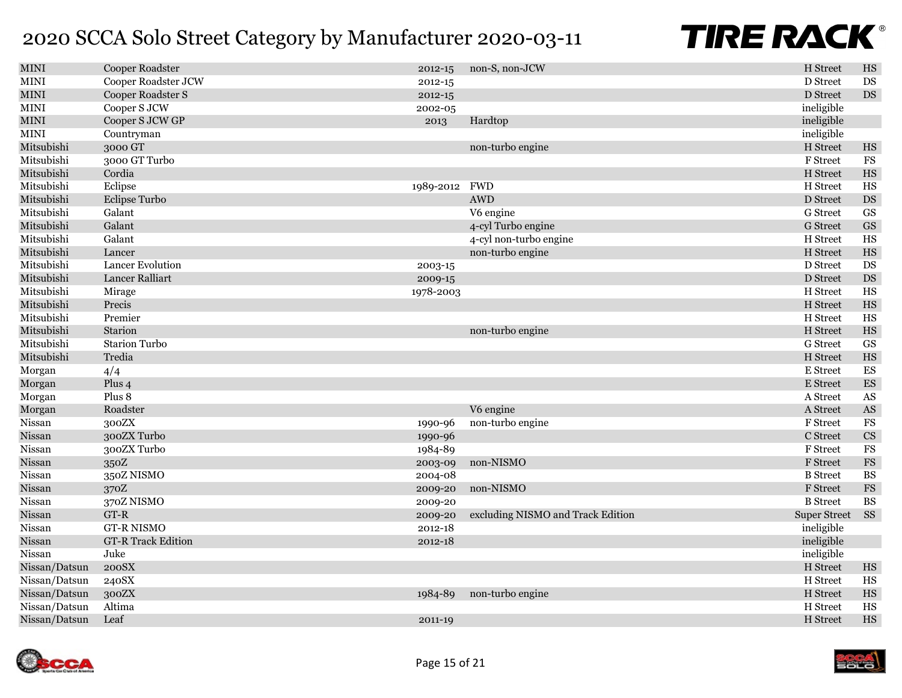# 2020 SCCA Solo Street Category by Manufacturer 2020-03-11

| | | | | | |
|---|---|---|---|---|---|
| MINI | Cooper Roadster | 2012-15 | non-S, non-JCW | H Street | HS |
| MINI | Cooper Roadster JCW | 2012-15 | | D Street | DS |
| MINI | Cooper Roadster S | 2012-15 | | D Street | DS |
| MINI | Cooper S JCW | 2002-05 | | ineligible | |
| MINI | Cooper S JCW GP | 2013 | Hardtop | ineligible | |
| MINI | Countryman | | | ineligible | |
| Mitsubishi | 3000 GT | | non-turbo engine | H Street | HS |
| Mitsubishi | 3000 GT Turbo | | | F Street | FS |
| Mitsubishi | Cordia | | | H Street | HS |
| Mitsubishi | Eclipse | 1989-2012 | FWD | H Street | HS |
| Mitsubishi | Eclipse Turbo | | AWD | D Street | DS |
| Mitsubishi | Galant | | V6 engine | G Street | GS |
| Mitsubishi | Galant | | 4-cyl Turbo engine | G Street | GS |
| Mitsubishi | Galant | | 4-cyl non-turbo engine | H Street | HS |
| Mitsubishi | Lancer | | non-turbo engine | H Street | HS |
| Mitsubishi | Lancer Evolution | 2003-15 | | D Street | DS |
| Mitsubishi | Lancer Ralliart | 2009-15 | | D Street | DS |
| Mitsubishi | Mirage | 1978-2003 | | H Street | HS |
| Mitsubishi | Precis | | | H Street | HS |
| Mitsubishi | Premier | | | H Street | HS |
| Mitsubishi | Starion | | non-turbo engine | H Street | HS |
| Mitsubishi | Starion Turbo | | | G Street | GS |
| Mitsubishi | Tredia | | | H Street | HS |
| Morgan | 4/4 | | | E Street | ES |
| Morgan | Plus 4 | | | E Street | ES |
| Morgan | Plus 8 | | | A Street | AS |
| Morgan | Roadster | | V6 engine | A Street | AS |
| Nissan | 300ZX | 1990-96 | non-turbo engine | F Street | FS |
| Nissan | 300ZX Turbo | 1990-96 | | C Street | CS |
| Nissan | 300ZX Turbo | 1984-89 | | F Street | FS |
| Nissan | 350Z | 2003-09 | non-NISMO | F Street | FS |
| Nissan | 350Z NISMO | 2004-08 | | B Street | BS |
| Nissan | 370Z | 2009-20 | non-NISMO | F Street | FS |
| Nissan | 370Z NISMO | 2009-20 | | B Street | BS |
| Nissan | GT-R | 2009-20 | excluding NISMO and Track Edition | Super Street | SS |
| Nissan | GT-R NISMO | 2012-18 | | ineligible | |
| Nissan | GT-R Track Edition | 2012-18 | | ineligible | |
| Nissan | Juke | | | ineligible | |
| Nissan/Datsun | 200SX | | | H Street | HS |
| Nissan/Datsun | 240SX | | | H Street | HS |
| Nissan/Datsun | 300ZX | 1984-89 | non-turbo engine | H Street | HS |
| Nissan/Datsun | Altima | | | H Street | HS |
| Nissan/Datsun | Leaf | 2011-19 | | H Street | HS |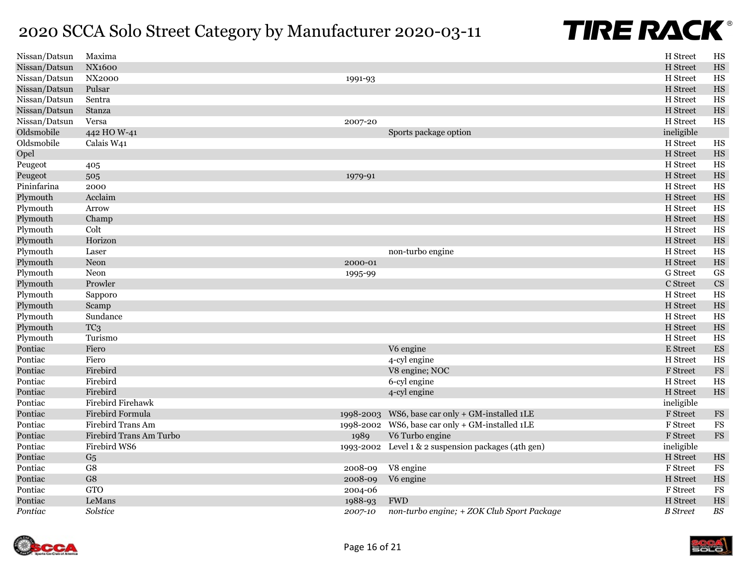# 2020 SCCA Solo Street Category by Manufacturer 2020-03-11

| Manufacturer | Model | Years | Notes | Category | Class |
|---|---|---|---|---|---|
| Nissan/Datsun | Maxima | | | H Street | HS |
| Nissan/Datsun | NX1600 | | | H Street | HS |
| Nissan/Datsun | NX2000 | 1991-93 | | H Street | HS |
| Nissan/Datsun | Pulsar | | | H Street | HS |
| Nissan/Datsun | Sentra | | | H Street | HS |
| Nissan/Datsun | Stanza | | | H Street | HS |
| Nissan/Datsun | Versa | 2007-20 | | H Street | HS |
| Oldsmobile | 442 HO W-41 | | Sports package option | ineligible | |
| Oldsmobile | Calais W41 | | | H Street | HS |
| Opel | | | | H Street | HS |
| Peugeot | 405 | | | H Street | HS |
| Peugeot | 505 | 1979-91 | | H Street | HS |
| Pininfarina | 2000 | | | H Street | HS |
| Plymouth | Acclaim | | | H Street | HS |
| Plymouth | Arrow | | | H Street | HS |
| Plymouth | Champ | | | H Street | HS |
| Plymouth | Colt | | | H Street | HS |
| Plymouth | Horizon | | | H Street | HS |
| Plymouth | Laser | | non-turbo engine | H Street | HS |
| Plymouth | Neon | 2000-01 | | H Street | HS |
| Plymouth | Neon | 1995-99 | | G Street | GS |
| Plymouth | Prowler | | | C Street | CS |
| Plymouth | Sapporo | | | H Street | HS |
| Plymouth | Scamp | | | H Street | HS |
| Plymouth | Sundance | | | H Street | HS |
| Plymouth | TC3 | | | H Street | HS |
| Plymouth | Turismo | | | H Street | HS |
| Pontiac | Fiero | | V6 engine | E Street | ES |
| Pontiac | Fiero | | 4-cyl engine | H Street | HS |
| Pontiac | Firebird | | V8 engine; NOC | F Street | FS |
| Pontiac | Firebird | | 6-cyl engine | H Street | HS |
| Pontiac | Firebird | | 4-cyl engine | H Street | HS |
| Pontiac | Firebird Firehawk | | | ineligible | |
| Pontiac | Firebird Formula | 1998-2003 | WS6, base car only + GM-installed 1LE | F Street | FS |
| Pontiac | Firebird Trans Am | 1998-2002 | WS6, base car only + GM-installed 1LE | F Street | FS |
| Pontiac | Firebird Trans Am Turbo | 1989 | V6 Turbo engine | F Street | FS |
| Pontiac | Firebird WS6 | 1993-2002 | Level 1 & 2 suspension packages (4th gen) | ineligible | |
| Pontiac | G5 | | | H Street | HS |
| Pontiac | G8 | 2008-09 | V8 engine | F Street | FS |
| Pontiac | G8 | 2008-09 | V6 engine | H Street | HS |
| Pontiac | GTO | 2004-06 | | F Street | FS |
| Pontiac | LeMans | 1988-93 | FWD | H Street | HS |
| *Pontiac* | *Solstice* | *2007-10* | *non-turbo engine; + ZOK Club Sport Package* | *B Street* | *BS* |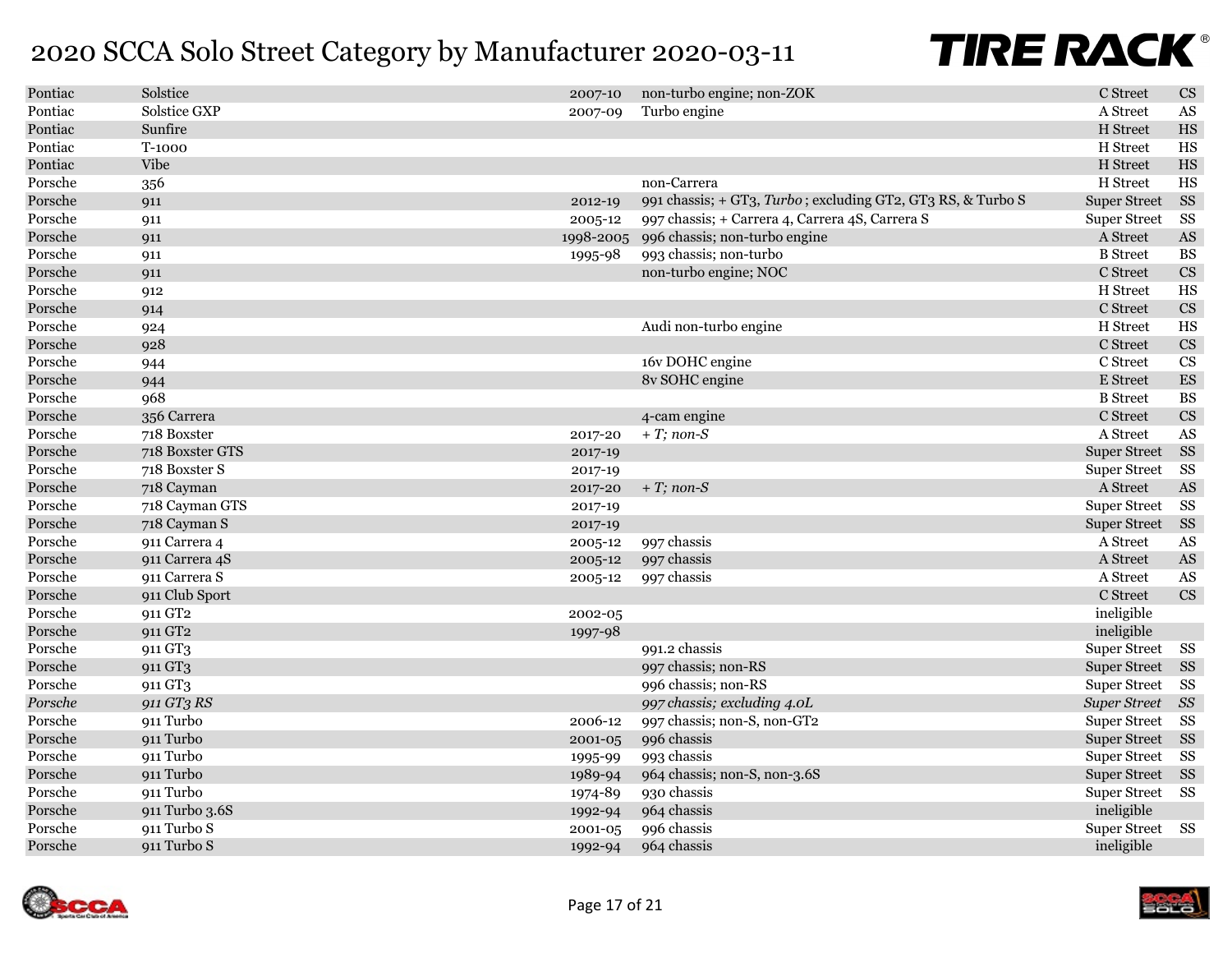# 2020 SCCA Solo Street Category by Manufacturer 2020-03-11

| | | | | | |
|---|---|---|---|---|---|
| Pontiac | Solstice | 2007-10 | non-turbo engine; non-ZOK | C Street | CS |
| Pontiac | Solstice GXP | 2007-09 | Turbo engine | A Street | AS |
| Pontiac | Sunfire | | | H Street | HS |
| Pontiac | T-1000 | | | H Street | HS |
| Pontiac | Vibe | | | H Street | HS |
| Porsche | 356 | | non-Carrera | H Street | HS |
| Porsche | 911 | 2012-19 | 991 chassis; + GT3, *Turbo* ; excluding GT2, GT3 RS, & Turbo S | Super Street | SS |
| Porsche | 911 | 2005-12 | 997 chassis; + Carrera 4, Carrera 4S, Carrera S | Super Street | SS |
| Porsche | 911 | 1998-2005 | 996 chassis; non-turbo engine | A Street | AS |
| Porsche | 911 | 1995-98 | 993 chassis; non-turbo | B Street | BS |
| Porsche | 911 | | non-turbo engine; NOC | C Street | CS |
| Porsche | 912 | | | H Street | HS |
| Porsche | 914 | | | C Street | CS |
| Porsche | 924 | | Audi non-turbo engine | H Street | HS |
| Porsche | 928 | | | C Street | CS |
| Porsche | 944 | | 16v DOHC engine | C Street | CS |
| Porsche | 944 | | 8v SOHC engine | E Street | ES |
| Porsche | 968 | | | B Street | BS |
| Porsche | 356 Carrera | | 4-cam engine | C Street | CS |
| Porsche | 718 Boxster | 2017-20 | *+ T; non-S* | A Street | AS |
| Porsche | 718 Boxster GTS | 2017-19 | | Super Street | SS |
| Porsche | 718 Boxster S | 2017-19 | | Super Street | SS |
| Porsche | 718 Cayman | 2017-20 | *+ T; non-S* | A Street | AS |
| Porsche | 718 Cayman GTS | 2017-19 | | Super Street | SS |
| Porsche | 718 Cayman S | 2017-19 | | Super Street | SS |
| Porsche | 911 Carrera 4 | 2005-12 | 997 chassis | A Street | AS |
| Porsche | 911 Carrera 4S | 2005-12 | 997 chassis | A Street | AS |
| Porsche | 911 Carrera S | 2005-12 | 997 chassis | A Street | AS |
| Porsche | 911 Club Sport | | | C Street | CS |
| Porsche | 911 GT2 | 2002-05 | | ineligible | |
| Porsche | 911 GT2 | 1997-98 | | ineligible | |
| Porsche | 911 GT3 | | 991.2 chassis | Super Street | SS |
| Porsche | 911 GT3 | | 997 chassis; non-RS | Super Street | SS |
| Porsche | 911 GT3 | | 996 chassis; non-RS | Super Street | SS |
| *Porsche* | *911 GT3 RS* | | *997 chassis; excluding 4.0L* | *Super Street* | *SS* |
| Porsche | 911 Turbo | 2006-12 | 997 chassis; non-S, non-GT2 | Super Street | SS |
| Porsche | 911 Turbo | 2001-05 | 996 chassis | Super Street | SS |
| Porsche | 911 Turbo | 1995-99 | 993 chassis | Super Street | SS |
| Porsche | 911 Turbo | 1989-94 | 964 chassis; non-S, non-3.6S | Super Street | SS |
| Porsche | 911 Turbo | 1974-89 | 930 chassis | Super Street | SS |
| Porsche | 911 Turbo 3.6S | 1992-94 | 964 chassis | ineligible | |
| Porsche | 911 Turbo S | 2001-05 | 996 chassis | Super Street | SS |
| Porsche | 911 Turbo S | 1992-94 | 964 chassis | ineligible | |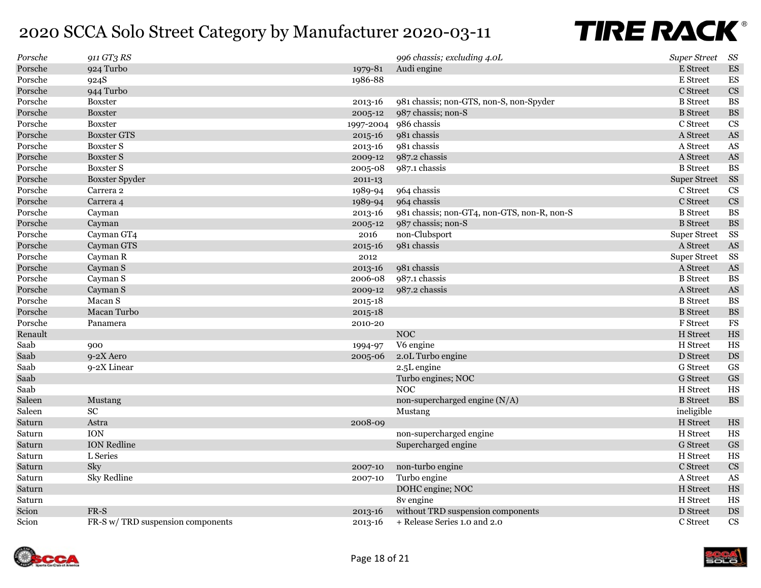# 2020 SCCA Solo Street Category by Manufacturer 2020-03-11

| Manufacturer | Model | Years | Notes | Class | Abbr |
|---|---|---|---|---|---|
| *Porsche* | *911 GT3 RS* | | *996 chassis; excluding 4.0L* | *Super Street* | *SS* |
| Porsche | 924 Turbo | 1979-81 | Audi engine | E Street | ES |
| Porsche | 924S | 1986-88 | | E Street | ES |
| Porsche | 944 Turbo | | | C Street | CS |
| Porsche | Boxster | 2013-16 | 981 chassis; non-GTS, non-S, non-Spyder | B Street | BS |
| Porsche | Boxster | 2005-12 | 987 chassis; non-S | B Street | BS |
| Porsche | Boxster | 1997-2004 | 986 chassis | C Street | CS |
| Porsche | Boxster GTS | 2015-16 | 981 chassis | A Street | AS |
| Porsche | Boxster S | 2013-16 | 981 chassis | A Street | AS |
| Porsche | Boxster S | 2009-12 | 987.2 chassis | A Street | AS |
| Porsche | Boxster S | 2005-08 | 987.1 chassis | B Street | BS |
| Porsche | Boxster Spyder | 2011-13 | | Super Street | SS |
| Porsche | Carrera 2 | 1989-94 | 964 chassis | C Street | CS |
| Porsche | Carrera 4 | 1989-94 | 964 chassis | C Street | CS |
| Porsche | Cayman | 2013-16 | 981 chassis; non-GT4, non-GTS, non-R, non-S | B Street | BS |
| Porsche | Cayman | 2005-12 | 987 chassis; non-S | B Street | BS |
| Porsche | Cayman GT4 | 2016 | non-Clubsport | Super Street | SS |
| Porsche | Cayman GTS | 2015-16 | 981 chassis | A Street | AS |
| Porsche | Cayman R | 2012 | | Super Street | SS |
| Porsche | Cayman S | 2013-16 | 981 chassis | A Street | AS |
| Porsche | Cayman S | 2006-08 | 987.1 chassis | B Street | BS |
| Porsche | Cayman S | 2009-12 | 987.2 chassis | A Street | AS |
| Porsche | Macan S | 2015-18 | | B Street | BS |
| Porsche | Macan Turbo | 2015-18 | | B Street | BS |
| Porsche | Panamera | 2010-20 | | F Street | FS |
| Renault | | | NOC | H Street | HS |
| Saab | 900 | 1994-97 | V6 engine | H Street | HS |
| Saab | 9-2X Aero | 2005-06 | 2.0L Turbo engine | D Street | DS |
| Saab | 9-2X Linear | | 2.5L engine | G Street | GS |
| Saab | | | Turbo engines; NOC | G Street | GS |
| Saab | | | NOC | H Street | HS |
| Saleen | Mustang | | non-supercharged engine (N/A) | B Street | BS |
| Saleen | SC | | Mustang | ineligible | |
| Saturn | Astra | 2008-09 | | H Street | HS |
| Saturn | ION | | non-supercharged engine | H Street | HS |
| Saturn | ION Redline | | Supercharged engine | G Street | GS |
| Saturn | L Series | | | H Street | HS |
| Saturn | Sky | 2007-10 | non-turbo engine | C Street | CS |
| Saturn | Sky Redline | 2007-10 | Turbo engine | A Street | AS |
| Saturn | | | DOHC engine; NOC | H Street | HS |
| Saturn | | | 8v engine | H Street | HS |
| Scion | FR-S | 2013-16 | without TRD suspension components | D Street | DS |
| Scion | FR-S w/ TRD suspension components | 2013-16 | + Release Series 1.0 and 2.0 | C Street | CS |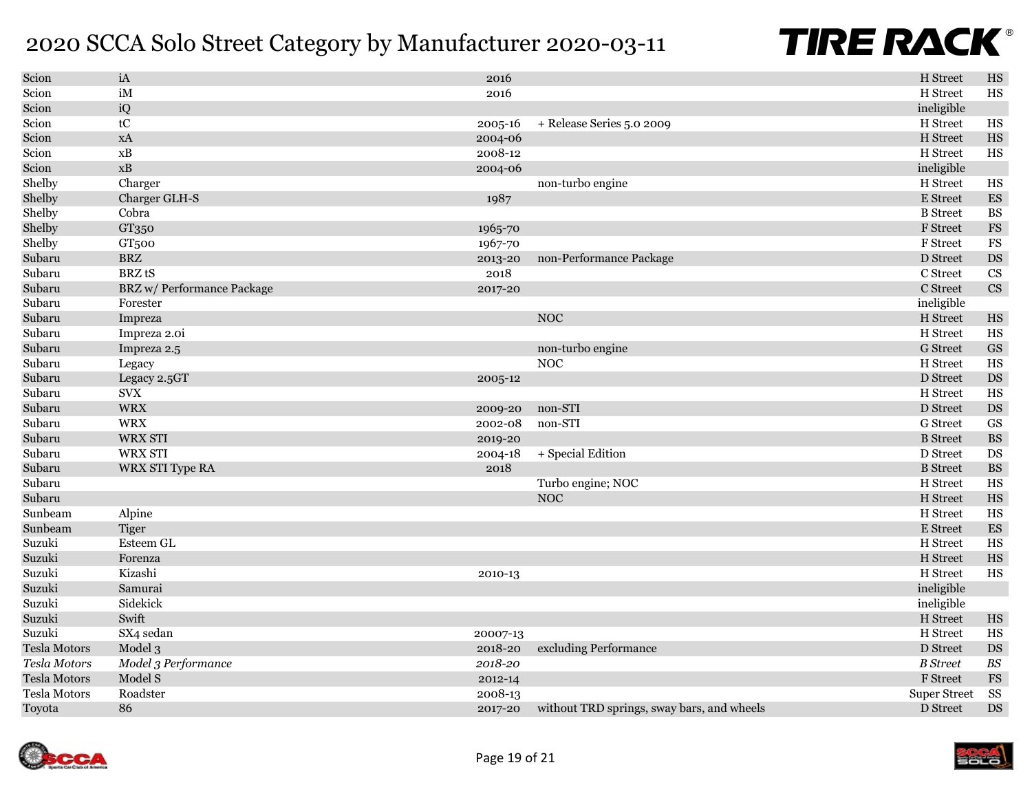# 2020 SCCA Solo Street Category by Manufacturer 2020-03-11

| | | | | | |
|---|---|---|---|---|---|
| Scion | iA | 2016 | | H Street | HS |
| Scion | iM | 2016 | | H Street | HS |
| Scion | iQ | | | ineligible | |
| Scion | tC | 2005-16 | + Release Series 5.0 2009 | H Street | HS |
| Scion | xA | 2004-06 | | H Street | HS |
| Scion | xB | 2008-12 | | H Street | HS |
| Scion | xB | 2004-06 | | ineligible | |
| Shelby | Charger | | non-turbo engine | H Street | HS |
| Shelby | Charger GLH-S | 1987 | | E Street | ES |
| Shelby | Cobra | | | B Street | BS |
| Shelby | GT350 | 1965-70 | | F Street | FS |
| Shelby | GT500 | 1967-70 | | F Street | FS |
| Subaru | BRZ | 2013-20 | non-Performance Package | D Street | DS |
| Subaru | BRZ tS | 2018 | | C Street | CS |
| Subaru | BRZ w/ Performance Package | 2017-20 | | C Street | CS |
| Subaru | Forester | | | ineligible | |
| Subaru | Impreza | | NOC | H Street | HS |
| Subaru | Impreza 2.0i | | | H Street | HS |
| Subaru | Impreza 2.5 | | non-turbo engine | G Street | GS |
| Subaru | Legacy | | NOC | H Street | HS |
| Subaru | Legacy 2.5GT | 2005-12 | | D Street | DS |
| Subaru | SVX | | | H Street | HS |
| Subaru | WRX | 2009-20 | non-STI | D Street | DS |
| Subaru | WRX | 2002-08 | non-STI | G Street | GS |
| Subaru | WRX STI | 2019-20 | | B Street | BS |
| Subaru | WRX STI | 2004-18 | + Special Edition | D Street | DS |
| Subaru | WRX STI Type RA | 2018 | | B Street | BS |
| Subaru | | | Turbo engine; NOC | H Street | HS |
| Subaru | | | NOC | H Street | HS |
| Sunbeam | Alpine | | | H Street | HS |
| Sunbeam | Tiger | | | E Street | ES |
| Suzuki | Esteem GL | | | H Street | HS |
| Suzuki | Forenza | | | H Street | HS |
| Suzuki | Kizashi | 2010-13 | | H Street | HS |
| Suzuki | Samurai | | | ineligible | |
| Suzuki | Sidekick | | | ineligible | |
| Suzuki | Swift | | | H Street | HS |
| Suzuki | SX4 sedan | 20007-13 | | H Street | HS |
| Tesla Motors | Model 3 | 2018-20 | excluding Performance | D Street | DS |
| *Tesla Motors* | *Model 3 Performance* | *2018-20* | | *B Street* | *BS* |
| Tesla Motors | Model S | 2012-14 | | F Street | FS |
| Tesla Motors | Roadster | 2008-13 | | Super Street | SS |
| Toyota | 86 | 2017-20 | without TRD springs, sway bars, and wheels | D Street | DS |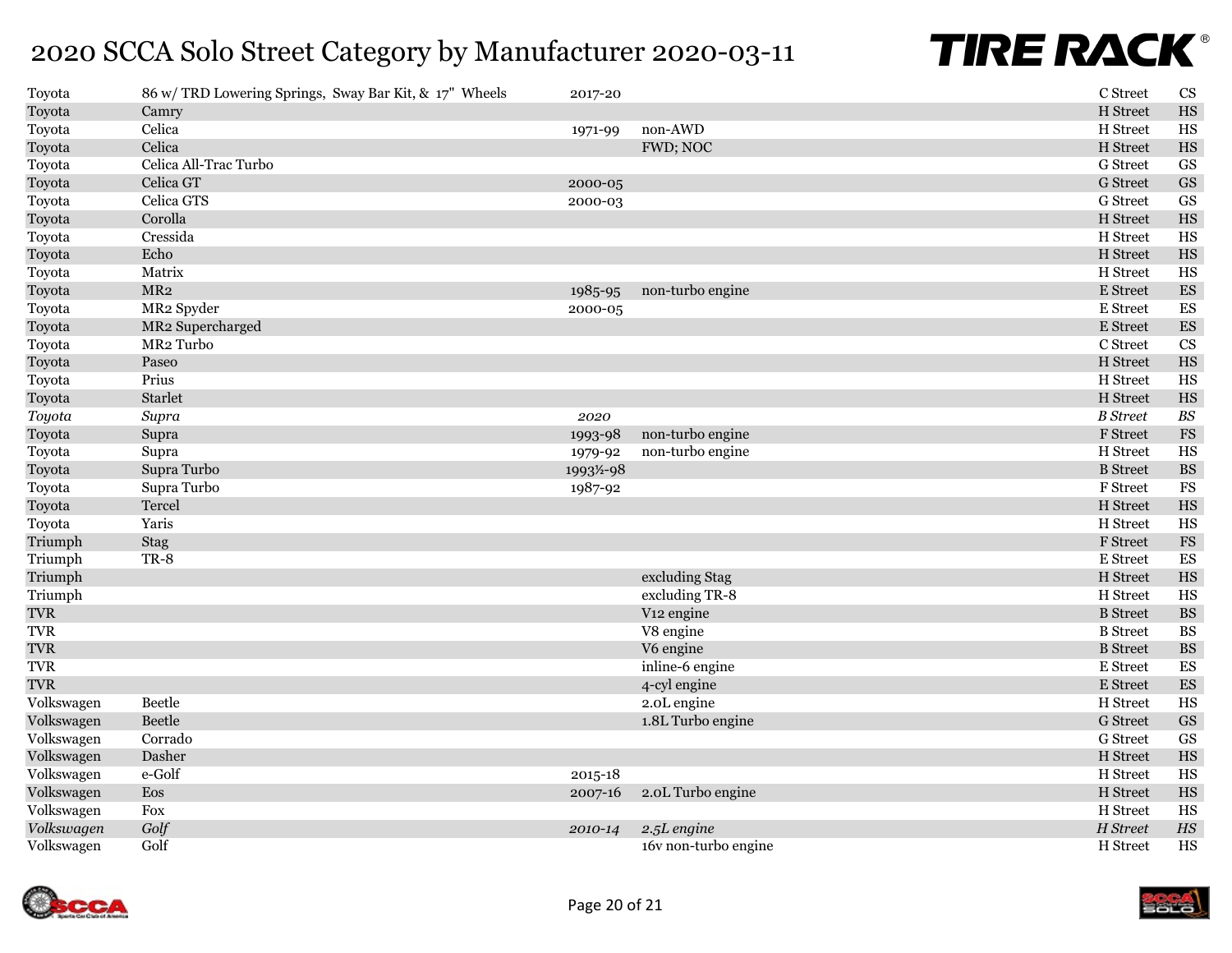# 2020 SCCA Solo Street Category by Manufacturer 2020-03-11

| Make | Model | Years | Notes | Class | Abbr |
|---|---|---|---|---|---|
| Toyota | 86 w/ TRD Lowering Springs, Sway Bar Kit, & 17" Wheels | 2017-20 | | C Street | CS |
| Toyota | Camry | | | H Street | HS |
| Toyota | Celica | 1971-99 | non-AWD | H Street | HS |
| Toyota | Celica | | FWD; NOC | H Street | HS |
| Toyota | Celica All-Trac Turbo | | | G Street | GS |
| Toyota | Celica GT | 2000-05 | | G Street | GS |
| Toyota | Celica GTS | 2000-03 | | G Street | GS |
| Toyota | Corolla | | | H Street | HS |
| Toyota | Cressida | | | H Street | HS |
| Toyota | Echo | | | H Street | HS |
| Toyota | Matrix | | | H Street | HS |
| Toyota | MR2 | 1985-95 | non-turbo engine | E Street | ES |
| Toyota | MR2 Spyder | 2000-05 | | E Street | ES |
| Toyota | MR2 Supercharged | | | E Street | ES |
| Toyota | MR2 Turbo | | | C Street | CS |
| Toyota | Paseo | | | H Street | HS |
| Toyota | Prius | | | H Street | HS |
| Toyota | Starlet | | | H Street | HS |
| *Toyota* | *Supra* | *2020* | | *B Street* | *BS* |
| Toyota | Supra | 1993-98 | non-turbo engine | F Street | FS |
| Toyota | Supra | 1979-92 | non-turbo engine | H Street | HS |
| Toyota | Supra Turbo | 1993½-98 | | B Street | BS |
| Toyota | Supra Turbo | 1987-92 | | F Street | FS |
| Toyota | Tercel | | | H Street | HS |
| Toyota | Yaris | | | H Street | HS |
| Triumph | Stag | | | F Street | FS |
| Triumph | TR-8 | | | E Street | ES |
| Triumph | | | excluding Stag | H Street | HS |
| Triumph | | | excluding TR-8 | H Street | HS |
| TVR | | | V12 engine | B Street | BS |
| TVR | | | V8 engine | B Street | BS |
| TVR | | | V6 engine | B Street | BS |
| TVR | | | inline-6 engine | E Street | ES |
| TVR | | | 4-cyl engine | E Street | ES |
| Volkswagen | Beetle | | 2.0L engine | H Street | HS |
| Volkswagen | Beetle | | 1.8L Turbo engine | G Street | GS |
| Volkswagen | Corrado | | | G Street | GS |
| Volkswagen | Dasher | | | H Street | HS |
| Volkswagen | e-Golf | 2015-18 | | H Street | HS |
| Volkswagen | Eos | 2007-16 | 2.0L Turbo engine | H Street | HS |
| Volkswagen | Fox | | | H Street | HS |
| *Volkswagen* | *Golf* | *2010-14* | *2.5L engine* | *H Street* | *HS* |
| Volkswagen | Golf | | 16v non-turbo engine | H Street | HS |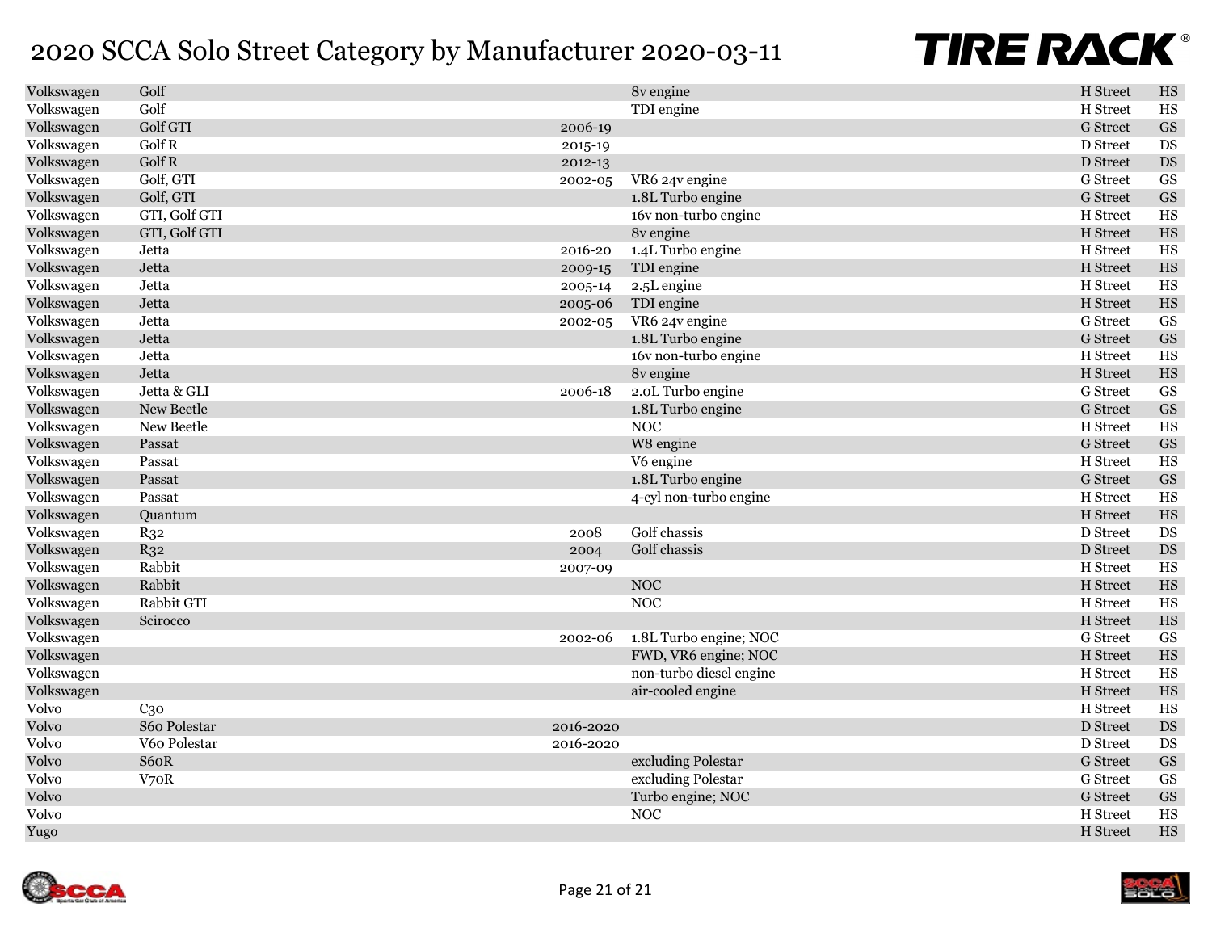# 2020 SCCA Solo Street Category by Manufacturer 2020-03-11

| | | | | | |
|---|---|---|---|---|---|
| Volkswagen | Golf | | 8v engine | H Street | HS |
| Volkswagen | Golf | | TDI engine | H Street | HS |
| Volkswagen | Golf GTI | 2006-19 | | G Street | GS |
| Volkswagen | Golf R | 2015-19 | | D Street | DS |
| Volkswagen | Golf R | 2012-13 | | D Street | DS |
| Volkswagen | Golf, GTI | 2002-05 | VR6 24v engine | G Street | GS |
| Volkswagen | Golf, GTI | | 1.8L Turbo engine | G Street | GS |
| Volkswagen | GTI, Golf GTI | | 16v non-turbo engine | H Street | HS |
| Volkswagen | GTI, Golf GTI | | 8v engine | H Street | HS |
| Volkswagen | Jetta | 2016-20 | 1.4L Turbo engine | H Street | HS |
| Volkswagen | Jetta | 2009-15 | TDI engine | H Street | HS |
| Volkswagen | Jetta | 2005-14 | 2.5L engine | H Street | HS |
| Volkswagen | Jetta | 2005-06 | TDI engine | H Street | HS |
| Volkswagen | Jetta | 2002-05 | VR6 24v engine | G Street | GS |
| Volkswagen | Jetta | | 1.8L Turbo engine | G Street | GS |
| Volkswagen | Jetta | | 16v non-turbo engine | H Street | HS |
| Volkswagen | Jetta | | 8v engine | H Street | HS |
| Volkswagen | Jetta & GLI | 2006-18 | 2.0L Turbo engine | G Street | GS |
| Volkswagen | New Beetle | | 1.8L Turbo engine | G Street | GS |
| Volkswagen | New Beetle | | NOC | H Street | HS |
| Volkswagen | Passat | | W8 engine | G Street | GS |
| Volkswagen | Passat | | V6 engine | H Street | HS |
| Volkswagen | Passat | | 1.8L Turbo engine | G Street | GS |
| Volkswagen | Passat | | 4-cyl non-turbo engine | H Street | HS |
| Volkswagen | Quantum | | | H Street | HS |
| Volkswagen | R32 | 2008 | Golf chassis | D Street | DS |
| Volkswagen | R32 | 2004 | Golf chassis | D Street | DS |
| Volkswagen | Rabbit | 2007-09 | | H Street | HS |
| Volkswagen | Rabbit | | NOC | H Street | HS |
| Volkswagen | Rabbit GTI | | NOC | H Street | HS |
| Volkswagen | Scirocco | | | H Street | HS |
| Volkswagen | | 2002-06 | 1.8L Turbo engine; NOC | G Street | GS |
| Volkswagen | | | FWD, VR6 engine; NOC | H Street | HS |
| Volkswagen | | | non-turbo diesel engine | H Street | HS |
| Volkswagen | | | air-cooled engine | H Street | HS |
| Volvo | C30 | | | H Street | HS |
| Volvo | S60 Polestar | 2016-2020 | | D Street | DS |
| Volvo | V60 Polestar | 2016-2020 | | D Street | DS |
| Volvo | S60R | | excluding Polestar | G Street | GS |
| Volvo | V70R | | excluding Polestar | G Street | GS |
| Volvo | | | Turbo engine; NOC | G Street | GS |
| Volvo | | | NOC | H Street | HS |
| Yugo | | | | H Street | HS |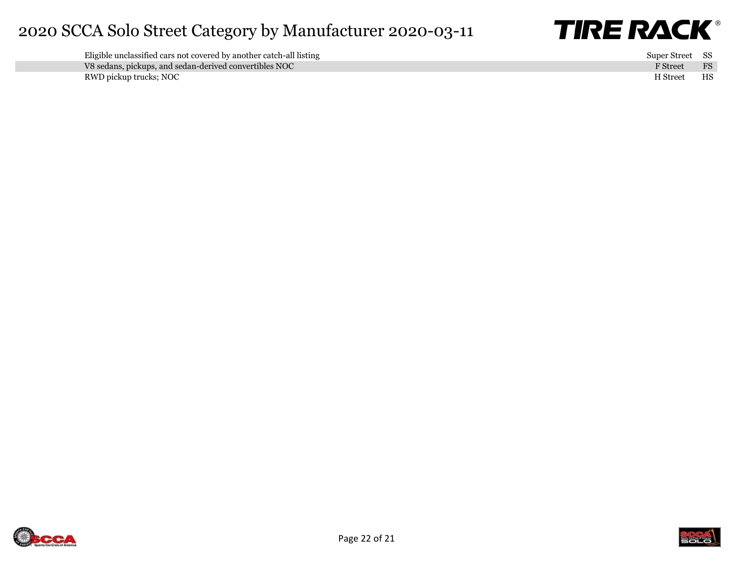| | | |
|---|---|---|
| Eligible unclassified cars not covered by another catch-all listing | Super Street | SS |
| V8 sedans, pickups, and sedan-derived convertibles NOC | F Street | FS |
| RWD pickup trucks; NOC | H Street | HS |